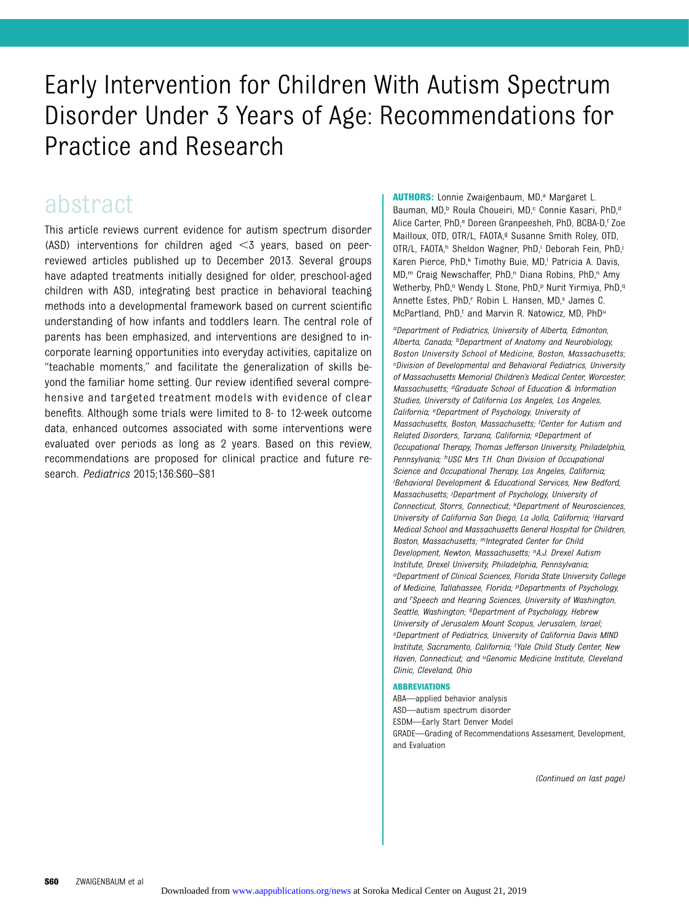# Early Intervention for Children With Autism Spectrum Disorder Under 3 Years of Age: Recommendations for Practice and Research

## abstract

This article reviews current evidence for autism spectrum disorder (ASD) interventions for children aged <3 years, based on peer-reviewed articles published up to December 2013. Several groups have adapted treatments initially designed for older, preschool-aged children with ASD, integrating best practice in behavioral teaching methods into a developmental framework based on current scientific understanding of how infants and toddlers learn. The central role of parents has been emphasized, and interventions are designed to incorporate learning opportunities into everyday activities, capitalize on "teachable moments," and facilitate the generalization of skills beyond the familiar home setting. Our review identified several comprehensive and targeted treatment models with evidence of clear benefits. Although some trials were limited to 8- to 12-week outcome data, enhanced outcomes associated with some interventions were evaluated over periods as long as 2 years. Based on this review, recommendations are proposed for clinical practice and future research. *Pediatrics* 2015;136:S60–S81

**AUTHORS:** Lonnie Zwaigenbaum, MD,[a] Margaret L. Bauman, MD,[b] Roula Choueiri, MD,[c] Connie Kasari, PhD,[d] Alice Carter, PhD,[e] Doreen Granpeesheh, PhD, BCBA-D,[f] Zoe Mailloux, OTD, OTR/L, FAOTA,[g] Susanne Smith Roley, OTD, OTR/L, FAOTA,[h] Sheldon Wagner, PhD,[i] Deborah Fein, PhD,[j] Karen Pierce, PhD,[k] Timothy Buie, MD,[l] Patricia A. Davis, MD,[m] Craig Newschaffer, PhD,[n] Diana Robins, PhD,[n] Amy Wetherby, PhD,[o] Wendy L. Stone, PhD,[p] Nurit Yirmiya, PhD,[q] Annette Estes, PhD,[r] Robin L. Hansen, MD,[s] James C. McPartland, PhD,[t] and Marvin R. Natowicz, MD, PhD[u]

*[a]Department of Pediatrics, University of Alberta, Edmonton, Alberta, Canada; [b]Department of Anatomy and Neurobiology, Boston University School of Medicine, Boston, Massachusetts; [c]Division of Developmental and Behavioral Pediatrics, University of Massachusetts Memorial Children's Medical Center, Worcester, Massachusetts; [d]Graduate School of Education & Information Studies, University of California Los Angeles, Los Angeles, California; [e]Department of Psychology, University of Massachusetts, Boston, Massachusetts; [f]Center for Autism and Related Disorders, Tarzana, California; [g]Department of Occupational Therapy, Thomas Jefferson University, Philadelphia, Pennsylvania; [h]USC Mrs T.H. Chan Division of Occupational Science and Occupational Therapy, Los Angeles, California; [i]Behavioral Development & Educational Services, New Bedford, Massachusetts; [j]Department of Psychology, University of Connecticut, Storrs, Connecticut; [k]Department of Neurosciences, University of California San Diego, La Jolla, California; [l]Harvard Medical School and Massachusetts General Hospital for Children, Boston, Massachusetts; [m]Integrated Center for Child Development, Newton, Massachusetts; [n]A.J. Drexel Autism Institute, Drexel University, Philadelphia, Pennsylvania; [o]Department of Clinical Sciences, Florida State University College of Medicine, Tallahassee, Florida; [p]Departments of Psychology, and [r]Speech and Hearing Sciences, University of Washington, Seattle, Washington; [q]Department of Psychology, Hebrew University of Jerusalem Mount Scopus, Jerusalem, Israel; [s]Department of Pediatrics, University of California Davis MIND Institute, Sacramento, California; [t]Yale Child Study Center, New Haven, Connecticut; and [u]Genomic Medicine Institute, Cleveland Clinic, Cleveland, Ohio*

**ABBREVIATIONS**

ABA—applied behavior analysis
ASD—autism spectrum disorder
ESDM—Early Start Denver Model
GRADE—Grading of Recommendations Assessment, Development, and Evaluation

*(Continued on last page)*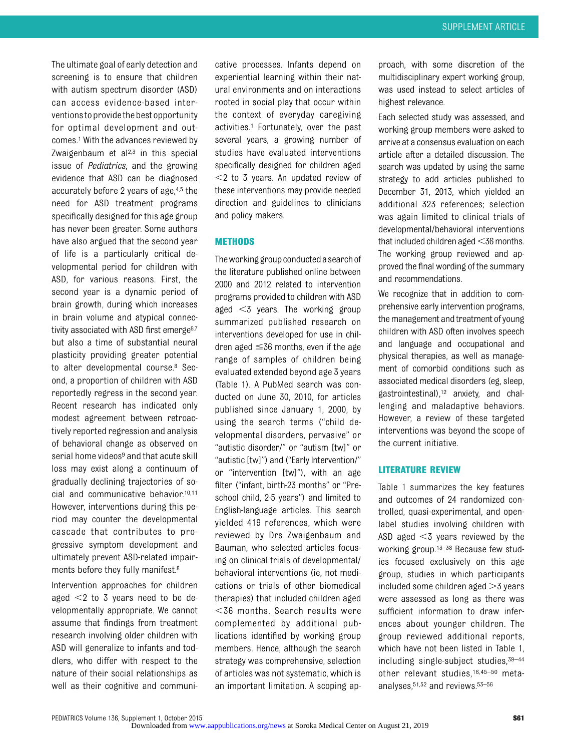The ultimate goal of early detection and screening is to ensure that children with autism spectrum disorder (ASD) can access evidence-based interventions to provide the best opportunity for optimal development and outcomes.[1] With the advances reviewed by Zwaigenbaum et al[2,3] in this special issue of *Pediatrics*, and the growing evidence that ASD can be diagnosed accurately before 2 years of age,[4,5] the need for ASD treatment programs specifically designed for this age group has never been greater. Some authors have also argued that the second year of life is a particularly critical developmental period for children with ASD, for various reasons. First, the second year is a dynamic period of brain growth, during which increases in brain volume and atypical connectivity associated with ASD first emerge[6,7] but also a time of substantial neural plasticity providing greater potential to alter developmental course.[8] Second, a proportion of children with ASD reportedly regress in the second year. Recent research has indicated only modest agreement between retroactively reported regression and analysis of behavioral change as observed on serial home videos[9] and that acute skill loss may exist along a continuum of gradually declining trajectories of social and communicative behavior.[10,11] However, interventions during this period may counter the developmental cascade that contributes to progressive symptom development and ultimately prevent ASD-related impairments before they fully manifest.[8]

Intervention approaches for children aged <2 to 3 years need to be developmentally appropriate. We cannot assume that findings from treatment research involving older children with ASD will generalize to infants and toddlers, who differ with respect to the nature of their social relationships as well as their cognitive and communicative processes. Infants depend on experiential learning within their natural environments and on interactions rooted in social play that occur within the context of everyday caregiving activities.[1] Fortunately, over the past several years, a growing number of studies have evaluated interventions specifically designed for children aged <2 to 3 years. An updated review of these interventions may provide needed direction and guidelines to clinicians and policy makers.

## METHODS

The working group conducted a search of the literature published online between 2000 and 2012 related to intervention programs provided to children with ASD aged <3 years. The working group summarized published research on interventions developed for use in children aged ≤36 months, even if the age range of samples of children being evaluated extended beyond age 3 years (Table 1). A PubMed search was conducted on June 30, 2010, for articles published since January 1, 2000, by using the search terms ("child developmental disorders, pervasive" or "autistic disorder/" or "autism [tw]" or "autistic [tw]") and ("Early Intervention/" or "intervention [tw]"), with an age filter ("infant, birth-23 months" or "Preschool child, 2-5 years") and limited to English-language articles. This search yielded 419 references, which were reviewed by Drs Zwaigenbaum and Bauman, who selected articles focusing on clinical trials of developmental/behavioral interventions (ie, not medications or trials of other biomedical therapies) that included children aged <36 months. Search results were complemented by additional publications identified by working group members. Hence, although the search strategy was comprehensive, selection of articles was not systematic, which is an important limitation. A scoping approach, with some discretion of the multidisciplinary expert working group, was used instead to select articles of highest relevance.

Each selected study was assessed, and working group members were asked to arrive at a consensus evaluation on each article after a detailed discussion. The search was updated by using the same strategy to add articles published to December 31, 2013, which yielded an additional 323 references; selection was again limited to clinical trials of developmental/behavioral interventions that included children aged <36 months. The working group reviewed and approved the final wording of the summary and recommendations.

We recognize that in addition to comprehensive early intervention programs, the management and treatment of young children with ASD often involves speech and language and occupational and physical therapies, as well as management of comorbid conditions such as associated medical disorders (eg, sleep, gastrointestinal),[12] anxiety, and challenging and maladaptive behaviors. However, a review of these targeted interventions was beyond the scope of the current initiative.

## LITERATURE REVIEW

Table 1 summarizes the key features and outcomes of 24 randomized controlled, quasi-experimental, and open-label studies involving children with ASD aged <3 years reviewed by the working group.[13–38] Because few studies focused exclusively on this age group, studies in which participants included some children aged >3 years were assessed as long as there was sufficient information to draw inferences about younger children. The group reviewed additional reports, which have not been listed in Table 1, including single-subject studies,[39–44] other relevant studies,[16,45–50] meta-analyses,[51,52] and reviews.[53–56]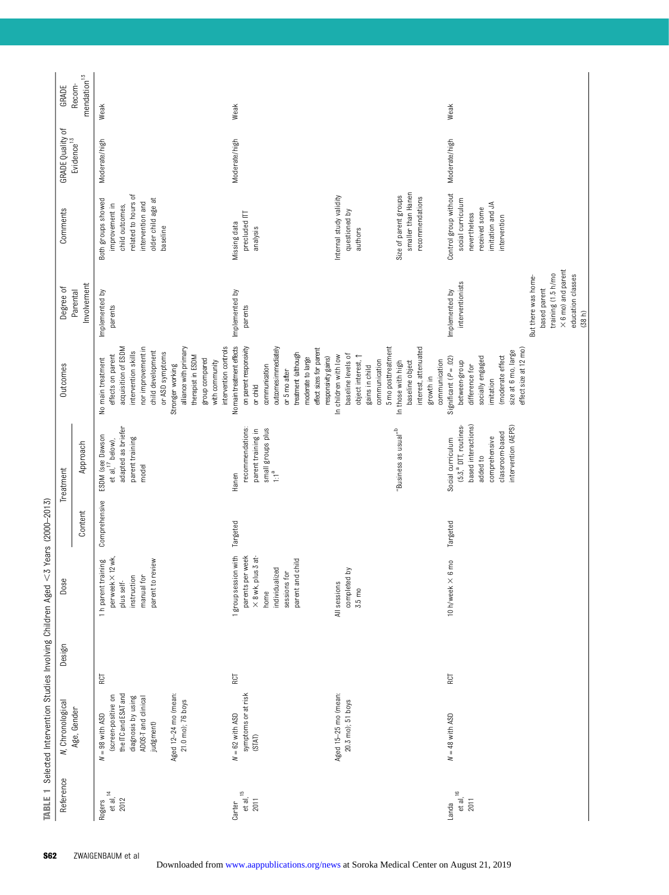**TABLE 1** Selected Intervention Studies Involving Children Aged <3 Years (2000–2013)

| Reference | N, Chronological Age, Gender | Design | Dose | Treatment | | Outcomes | Degree of Parental Involvement | Comments | GRADE Quality of Evidence[13] | GRADE Recommendation[13] |
|---|---|---|---|---|---|---|---|---|---|---|
| | | | | Content | Approach | | | | | |
| Rogers et al,[14] 2012 | N = 98 with ASD (screen-positive on the ITC and ESAT and diagnosis by using ADOS-T and clinical judgment) Aged 12–24 mo (mean: 21.0 mo); 76 boys | RCT | 1 h parent training per week × 12 wk, plus self-instruction manual for parent to review | Comprehensive | ESDM (see Dawson et al,[17] below), adapted as briefer parent training model | No main treatment effects on parent acquisition of ESDM intervention skills nor improvement in child development or ASD symptoms. Stronger working alliance with primary therapist in ESDM group compared with community intervention controls | Implemented by parents | Both groups showed improvement in child outcomes, related to hours of intervention and older child age at baseline | Moderate/high | Weak |
| Carter et al,[15] 2011 | N = 62 with ASD symptoms or at risk (STAT) Aged 15–25 mo (mean: 20.3 mo); 51 boys | RCT | 1 group session with parents per week × 8 wk, plus 3 at-home individualized sessions for parent and child. All sessions completed by 3.5 mo | Targeted | Hanen recommendations: parent training in small groups plus 1:1[a] "Business as usual"[b] | No main treatment effects on parent responsivity or child communication outcomes immediately or 5 mo after treatment (although moderate to large effect sizes for parent responsivity gains). In children with low baseline levels of object interest, ↑ gains in child communication 5 mo posttreatment. In those with high baseline object interest, attenuated growth in communication | Implemented by parents | Missing data precluded ITT analysis. Internal study validity questioned by authors. Size of parent groups smaller than Hanen recommendations | Moderate/high | Weak |
| Landa et al,[16] 2011 | N = 48 with ASD | RCT | 10 h/week × 6 mo | Targeted | Social curriculum (53,[a] DTT, routines-based interactions) added to comprehensive classroom-based intervention (AEPS) | Significant (P = .02) between-group difference for socially engaged imitation (moderate effect size at 6 mo, large effect size at 12 mo) | Implemented by interventionists. But there was home-based parent training (1.5 h/mo × 6 mo) and parent education classes (38 h) | Control group without social curriculum nevertheless received some imitation and JA intervention | Moderate/high | Weak |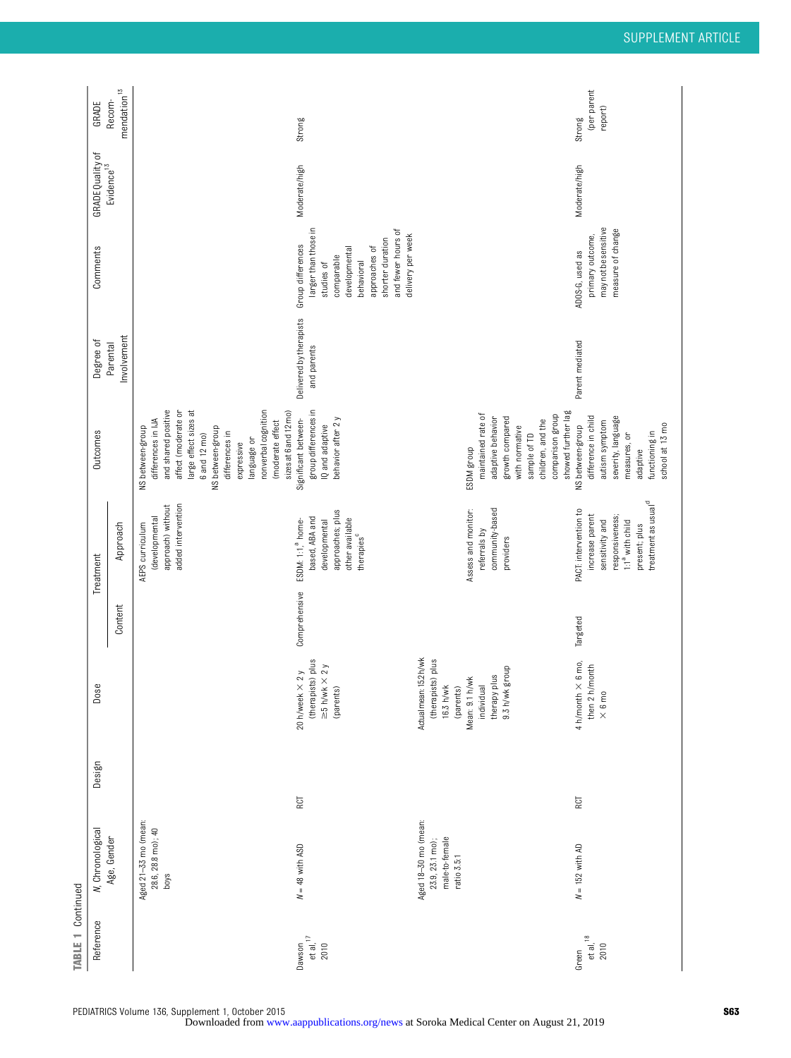TABLE 1 Continued

| Reference | N, Chronological Age, Gender | Design | Dose | Treatment | | Outcomes | Degree of Parental Involvement | Comments | GRADE Quality of Evidence[13] | GRADE Recommendation[13] |
|---|---|---|---|---|---|---|---|---|---|---|
| | | | | Content | Approach | | | | | |
| | Aged 21–33 mo (mean: 28.6, 28.8 mo); 40 boys | | | | AEPS curriculum (developmental approach) without added intervention | NS between-group differences in JA and shared positive affect (moderate or large effect sizes at 6 and 12 mo)<br>NS between-group differences in expressive language or nonverbal cognition (moderate effect sizes at 6 and 12 mo) | | | | |
| Dawson et al,[17] 2010 | N = 48 with ASD | RCT | 20 h/week × 2 y (therapists) plus ≥5 h/wk × 2 y (parents) | Comprehensive | ESDM: 1:1,[a] home-based, ABA and developmental approaches; plus other available therapies[c] | Significant between-group differences in IQ and adaptive behavior after 2 y | Delivered by therapists and parents | Group differences larger than those in studies of comparable developmental behavioral approaches of shorter duration and fewer hours of delivery per week | Moderate/high | Strong |
| | Aged 18–30 mo (mean: 23.9, 23.1 mo); male-to-female ratio 3.5:1 | | Actual mean: 15.2 h/wk (therapists) plus 16.3 h/wk (parents)<br>Mean: 9.1 h/wk individual therapy plus 9.3 h/wk group | | Assess and monitor: referrals by community-based providers | ESDM group maintained rate of adaptive behavior growth compared with normative sample of TD children, and the comparison group showed further lag | | | | |
| Green et al,[18] 2010 | N = 152 with AD | RCT | 4 h/month × 6 mo, then 2 h/month × 6 mo | Targeted | PACT: intervention to increase parent sensitivity and responsiveness; 1:1[a] with child present; plus treatment as usual[d] | NS between-group difference in child autism symptom severity, language measures, or adaptive functioning in school at 13 mo | Parent mediated | ADOS-G, used as primary outcome, may not be sensitive measure of change | Moderate/high | Strong (per parent report) |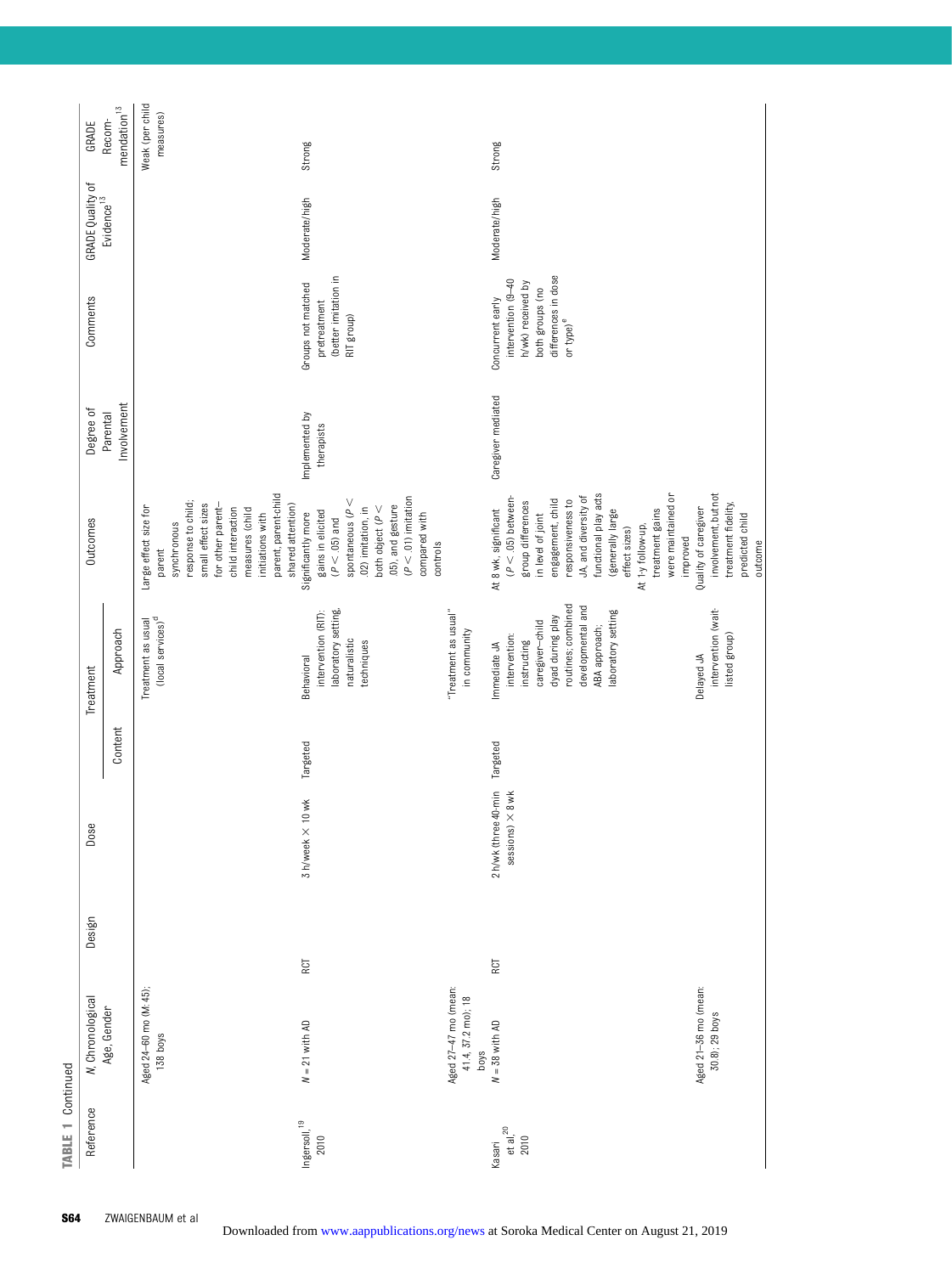TABLE 1 Continued

| Reference | N, Chronological Age, Gender | Design | Dose | Treatment | | Outcomes | Degree of Parental Involvement | Comments | GRADE Quality of Evidence[13] | GRADE Recommendation[13] |
|---|---|---|---|---|---|---|---|---|---|---|
| | | | | Content | Approach | | | | | |
| | Aged 24–60 mo (M: 45); 138 boys | | | | Treatment as usual (local services)[d] | Large effect size for parent synchronous response to child; small effect sizes for other parent–child interaction measures (child initiations with parent, parent-child shared attention) | | | | Weak (per child measures) |
| Ingersoll,[19] 2010 | $N = 21$ with AD | RCT | 3 h/week × 10 wk | Targeted | Behavioral intervention (RIT): laboratory setting, naturalistic techniques | Significantly more gains in elicited ($P < .05$) and spontaneous ($P < .02$) imitation, in both object ($P < .05$), and gesture ($P < .01$) imitation compared with controls | Implemented by therapists | Groups not matched pretreatment (better imitation in RIT group) | Moderate/high | Strong |
| | Aged 27–47 mo (mean: 41.4, 37.2 mo); 18 boys | | | | "Treatment as usual" in community | | | | | |
| Kasari et al,[20] 2010 | $N = 38$ with AD | RCT | 2 h/wk (three 40-min sessions) × 8 wk | Targeted | Immediate JA intervention: instructing caregiver–child dyad during play routines; combined developmental and ABA approach; laboratory setting | At 8 wk, significant ($P < .05$) between-group differences in level of joint engagement, child responsiveness to JA, and diversity of functional play acts (generally large effect sizes)<br>At 1-y follow-up, treatment gains were maintained or improved | Caregiver mediated | Concurrent early intervention (9–40 h/wk) received by both groups (no differences in dose or type)[e] | Moderate/high | Strong |
| | Aged 21–36 mo (mean: 30.8); 29 boys | | | | Delayed JA intervention (wait-listed group) | Quality of caregiver involvement, but not treatment fidelity, predicted child outcome | | | | |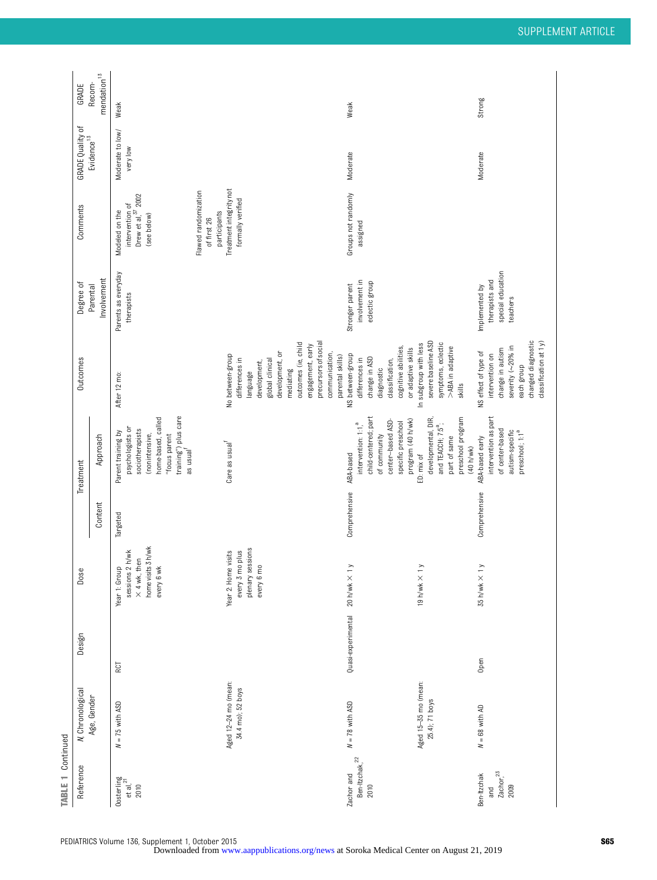**TABLE 1** Continued

| Reference | N, Chronological Age, Gender | Design | Dose | Treatment | | Outcomes | Degree of Parental Involvement | Comments | GRADE Quality of Evidence[13] | GRADE Recommendation[13] |
|---|---|---|---|---|---|---|---|---|---|---|
| | | | | Content | Approach | | | | | |
| Oosterling et al,[21] 2010 | N = 75 with ASD | RCT | Year 1: Group sessions 2 h/wk × 4 wk, then home visits 3 h/wk every 6 wk | Targeted | Parent training by psychologists or sociotherapists (nonintensive, home-based, called "focus parent training") plus care as usual[f] | After 12 mo: | Parents as everyday therapists | Modeled on the intervention of Drew et al,[37] 2002 (see below) | Moderate to low/very low | Weak |
| | Aged 12–24 mo (mean: 34.4 mo); 52 boys | | Year 2: Home visits every 3 mo plus plenary sessions every 6 mo | | Care as usual[f] | No between-group differences in language development, global clinical development, or mediating outcomes (ie, child engagement, early precursors of social communication, parental skills) | | Flawed randomization of first 26 participants Treatment integrity not formally verified | | |
| Zachor and Ben-Itzchak,[22] 2010 | N = 78 with ASD | Quasi-experimental | 20 h/wk × 1 y | Comprehensive | ABA-based intervention: 1:1,[a] child-centered; part of community center–based ASD-specific preschool program (40 h/wk) | NS between-group differences in change in ASD diagnostic classification, cognitive abilities, or adaptive skills | Stronger parent involvement in eclectic group | Groups not randomly assigned | Moderate | Weak |
| | Aged 15–35 mo (mean: 25.4); 71 boys | | 19 h/wk × 1 y | | ED: mix of developmental, DIR, and TEACCH; 7:5[a], part of same preschool program (40 h/wk) | In subgroup with less severe baseline ASD symptoms, eclectic >ABA in adaptive skills | | | | |
| Ben-Itzchak and Zachor,[23] 2009 | N = 68 with AD | Open | 35 h/wk × 1 y | Comprehensive | ABA-based early intervention as part of center-based autism-specific preschool; 1:1[a] | NS effect of type of intervention on change in autism severity (~20% in each group changed diagnostic classification at 1 y) | Implemented by therapists and special education teachers | | Moderate | Strong |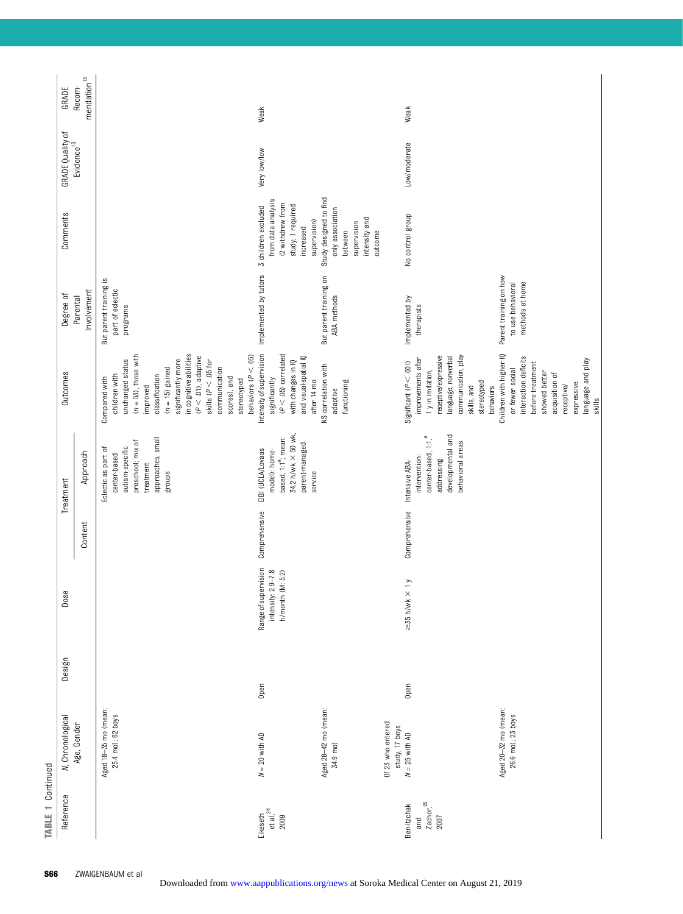TABLE 1 Continued

| Reference | N, Chronological Age, Gender | Design | Dose | Treatment | | Outcomes | Degree of Parental Involvement | Comments | GRADE Quality of Evidence[13] | GRADE Recommendation[13] |
|---|---|---|---|---|---|---|---|---|---|---|
| | | | | Content | Approach | | | | | |
| | Aged 18–35 mo (mean: 25.4 mo); 62 boys | | | | Eclectic as part of center-based autism-specific preschool; mix of treatment approaches, small groups | Compared with children with unchanged status ($n = 53$), those with improved classification ($n = 15$) gained significantly more in cognitive abilities ($P < .01$), adaptive skills ($P < .05$ for communication scores), and stereotyped behaviors ($P < .05$) | But parent training is part of eclectic programs | | | |
| Eikeseth et al,[24] 2009 | $N = 20$ with AD | Open | Range of supervision intensity: 2.9–7.8 h/month (M: 5.2) | Comprehensive | EIBI (UCLA/Lovaas model): home-based, 1:1[a]; mean: 34.2 h/wk × 50 wk, parent-managed service | Intensity of supervision significantly ($P < .05$) correlated with changes in IQ and visual-spatial IQ after 14 mo | Implemented by tutors | 3 children excluded from data analysis (2 withdrew from study; 1 required increased supervision) | Very low/low | Weak |
| | Aged 28–42 mo (mean: 34.9 mo) | | | | | NS correlation with adaptive functioning | But parent training on ABA methods | Study designed to find only association between supervision intensity and outcome | | |
| | Of 23 who entered study, 17 boys | | | | | | | | | |
| Ben-Itzchak and Zachor,[25] 2007 | $N = 25$ with AD | Open | ≥35 h/wk × 1 y | Comprehensive | Intensive ABA-intervention: center-based, 1:1,[a] addressing developmental and behavioral areas | Significant ($P < .001$) improvements after 1 y in imitation, receptive/expressive language, nonverbal communication, play skills, and stereotyped behaviors | Implemented by therapists | No control group | Low/moderate | Weak |
| | Aged 20–32 mo (mean: 26.6 mo); 23 boys | | | | | Children with higher IQ or fewer social interaction deficits before treatment showed better acquisition of receptive/expressive language and play skills | Parent training on how to use behavioral methods at home | | | |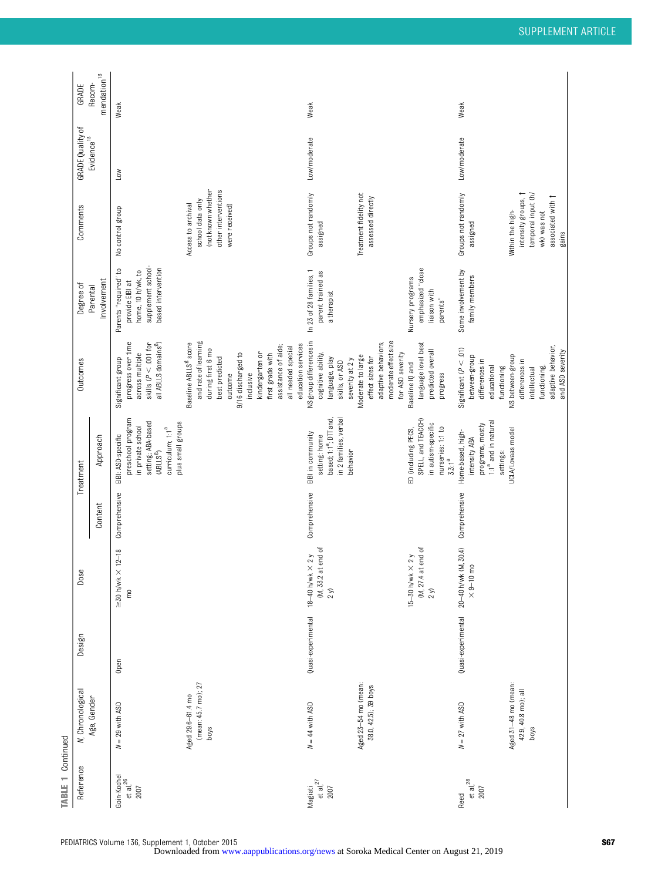TABLE 1 Continued

| Reference | N, Chronological Age, Gender | Design | Dose | Treatment | | Outcomes | Degree of Parental Involvement | Comments | GRADE Quality of Evidence[13] | GRADE Recommendation[13] |
|---|---|---|---|---|---|---|---|---|---|---|
| | | | | Content | Approach | | | | | |
| Goin-Kochel et al,[26] 2007 | N = 29 with ASD<br><br>Aged 29.6–61.4 mo (mean: 45.7 mo); 27 boys | Open | ≥30 h/wk × 12–18 mo | Comprehensive | EIBI: ASD-specific preschool program in private school setting; ABA-based (ABLLS[g]) curriculum; 1:1[a] plus small groups | Significant group progress over time across multiple skills (P < .001 for all ABLLS domains[g])<br><br>Baseline ABLLS[g] score and rate of learning during first 6 mo best predicted outcome<br><br>9/16 discharged to inclusive kindergarten or first grade with assistance of aide; all needed special education services | Parents "required" to provide EIBI at home, 10 h/wk, to supplement school-based intervention | No control group<br><br>Access to archival school data only (not known whether other interventions were received) | Low | Weak |
| Magiati et al,[27] 2007 | N = 44 with ASD<br><br>Aged 23–54 mo (mean: 38.0, 42.5); 39 boys | Quasi-experimental | 18–40 h/wk × 2 y (M, 33.2 at end of 2 y)<br><br>15–30 h/wk × 2 y (M, 27.4 at end of 2 y) | Comprehensive | EIBI in community setting: home based; 1:1[a]; DTT and, in 2 families, verbal behavior<br><br>ED (including PECS, SPELL, and TEACCH) in autism-specific nurseries: 1:1 to 3.3:1[a] | NS group differences in cognitive ability, language, play skills, or ASD severity at 2 y<br><br>Moderate to large effect sizes for adaptive behaviors; moderate effect size for ASD severity<br><br>Baseline IQ and language level best predicted overall progress | In 23 of 28 families, 1 parent trained as a therapist<br><br>Nursery programs emphasized "close liaison with parents" | Groups not randomly assigned<br><br>Treatment fidelity not assessed directly | Low/moderate | Weak |
| Reed et al,[28] 2007 | N = 27 with ASD<br><br>Aged 31–48 mo (mean: 42.9, 40.8 mo); all boys | Quasi-experimental | 20–40 h/wk (M, 30.4) × 9–10 mo | Comprehensive | Home-based, high-intensity ABA programs, mostly 1:1[a] and in natural settings:<br>UCLA/Lovaas model | Significant (P < .01) between-group differences in educational functioning<br><br>NS between-group differences in intellectual functioning, adaptive behavior, and ASD severity | Some involvement by family members | Groups not randomly assigned<br><br>Within the high-intensity groups, ↑ temporal input (h/wk) was not associated with ↑ gains | Low/moderate | Weak |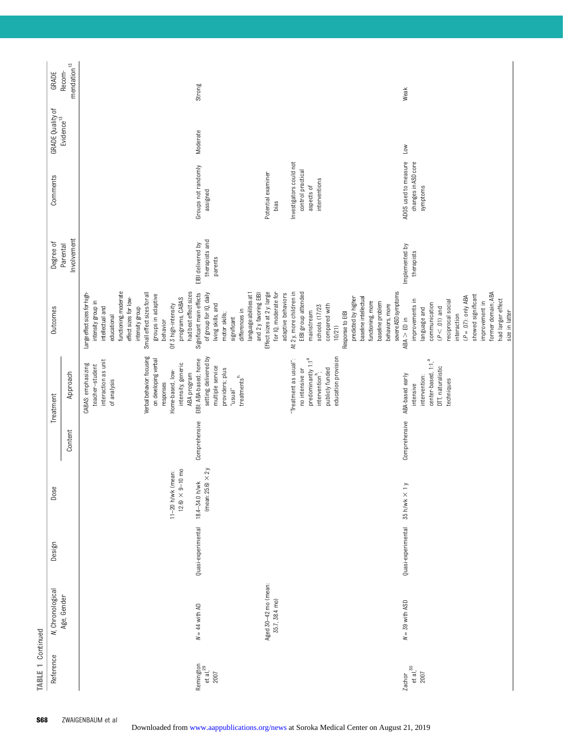TABLE 1 Continued

| Reference | N, Chronological Age, Gender | Design | Dose | Treatment | | Outcomes | Degree of Parental Involvement | Comments | GRADE Quality of Evidence[13] | GRADE Recommendation[13] |
|---|---|---|---|---|---|---|---|---|---|---|
| | | | | Content | Approach | | | | | |
| | | | | | CABAS: emphasizing teacher–student interaction as unit of analysis | Large effect sizes for high-intensity group in intellectual and educational functioning, moderate effect sizes for low-intensity group | | | | |
| | | | 11–20 h/wk (mean: 12.6) × 9–10 mo | | Verbal behavior: focusing on developing verbal responses<br>Home-based, low-intensity, generic ABA program | Small effect sizes for all groups in adaptive behavior<br>Of 3 high-intensity programs, CABAS had best effect sizes | | | | |
| Remington et al,[29] 2007 | N = 44 with AD<br><br>Aged 30–42 mo (mean: 35.7, 38.4 mo) | Quasi-experimental | 18.4–34.0 h/wk (mean: 25.6) × 2 y | Comprehensive | EIBI: ABA-based; home setting, delivered by multiple service providers; plus "usual" treatments[h]<br><br>"Treatment as usual": no intensive or predominantly 1:1[a] intervention[h]; publicly funded education provision | Significant main effects of group for IQ, daily living skills, and motor skills; significant differences in language abilities at 1 and 2 y favoring EIBI<br>Effect sizes at 2 y: large for IQ, moderate for adaptive behaviors<br>At 2 y, more children in EIBI group attended mainstream schools (17/23 compared with 10/21)<br>Response to EIBI predicted by higher baseline intellectual functioning, more baseline problem behaviors, more severe ASD symptoms | EIBI delivered by therapists and parents | Groups not randomly assigned<br><br>Potential examiner bias<br><br>Investigators could not control practical aspects of interventions | Moderate | Strong |
| Zachor et al,[30] 2007 | N = 39 with ASD | Quasi-experimental | 35 h/wk × 1 y | Comprehensive | ABA-based early intensive intervention: center-based, 1:1,[a] DTT, naturalistic techniques | ABA > ED in improvements in language and communication ($P < .01$) and reciprocal social interaction ($P = .07$): only ABA showed significant improvement in former domain; ABA had larger effect size in latter | Implemented by therapists | ADOS used to measure changes in ASD core symptoms | Low | Weak |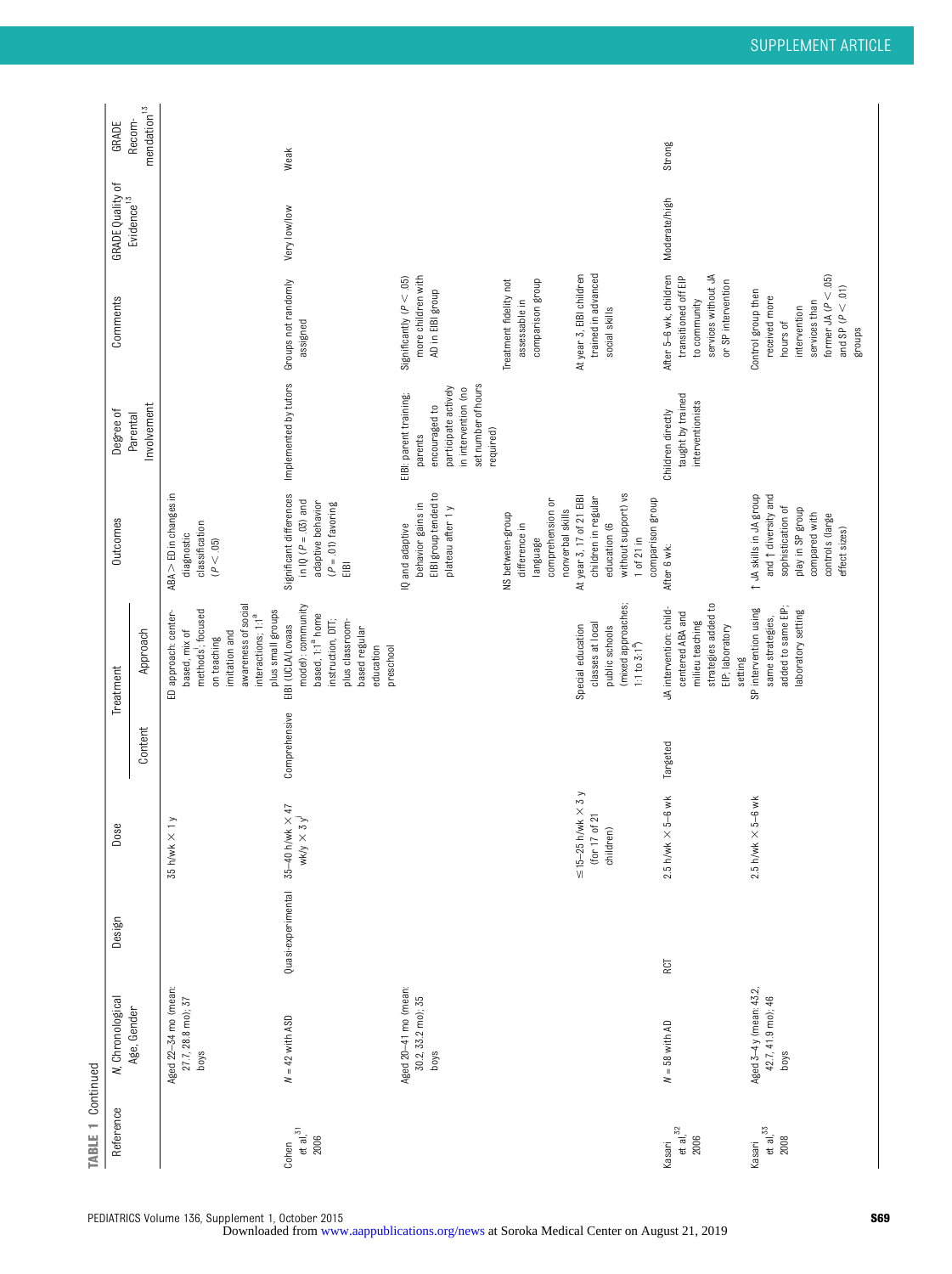TABLE 1 Continued

| Reference | N, Chronological Age, Gender | Design | Dose | Treatment | | Outcomes | Degree of Parental Involvement | Comments | GRADE Quality of Evidence[13] | GRADE Recommendation[13] |
|---|---|---|---|---|---|---|---|---|---|---|
| | | | | Content | Approach | | | | | |
| | Aged 22–34 mo (mean: 27.7, 28.8 mo); 37 boys | | 35 h/wk × 1 y | | ED approach: center-based, mix of methods[i], focused on teaching imitation and awareness of social interactions; 1:1[a] plus small groups | ABA > ED in changes in diagnostic classification ($P < .05$) | | | | |
| Cohen et al,[31] 2006 | $N$ = 42 with ASD | Quasi-experimental | 35–40 h/wk × 47 wk/y × 3 y[j] | Comprehensive | EIBI (UCLA/Lovaas model): community based, 1:1[a] home instruction, DTT, plus classroom-based regular education preschool | Significant differences in IQ ($P = .03$) and adaptive behavior ($P = .01$) favoring EIBI | Implemented by tutors | Groups not randomly assigned | Very low/low | Weak |
| | Aged 20–41 mo (mean: 30.2, 33.2 mo); 35 boys | | | | | IQ and adaptive behavior gains in EIBI group tended to plateau after 1 y | EIBI: parent training; parents encouraged to participate actively in intervention (no set number of hours required) | Significantly ($P < .05$) more children with AD in EIBI group | | |
| | | | | | | NS between-group difference in language comprehension or nonverbal skills | | Treatment fidelity not assessable in comparison group | | |
| | | | ≤15–25 h/wk × 3 y (for 17 of 21 children) | | Special education classes at local public schools (mixed approaches; 1:1 to 3:1[a]) | At year 3, 17 of 21 EIBI children in regular education (6 without support) vs 1 of 21 in comparison group | | At year 3, EIBI children trained in advanced social skills | | |
| Kasari et al,[32] 2006 | $N$ = 58 with AD | RCT | 2.5 h/wk × 5–6 wk | Targeted | JA intervention: child-centered ABA and milieu teaching strategies added to EIP; laboratory setting | After 6 wk: | Children directly taught by trained interventionists | After 5–6 wk, children transitioned off EIP to community services without JA or SP intervention | Moderate/high | Strong |
| Kasari et al,[33] 2008 | Aged 3–4 y (mean: 43.2, 42.7, 41.9 mo); 46 boys | | 2.5 h/wk × 5–6 wk | | SP intervention using same strategies, added to same EIP; laboratory setting | ↑ JA skills in JA group and ↑ diversity and sophistication of play in SP group compared with controls (large effect sizes) | | Control group then received more hours of intervention services than former JA ($P < .05$) and SP ($P < .01$) groups | | |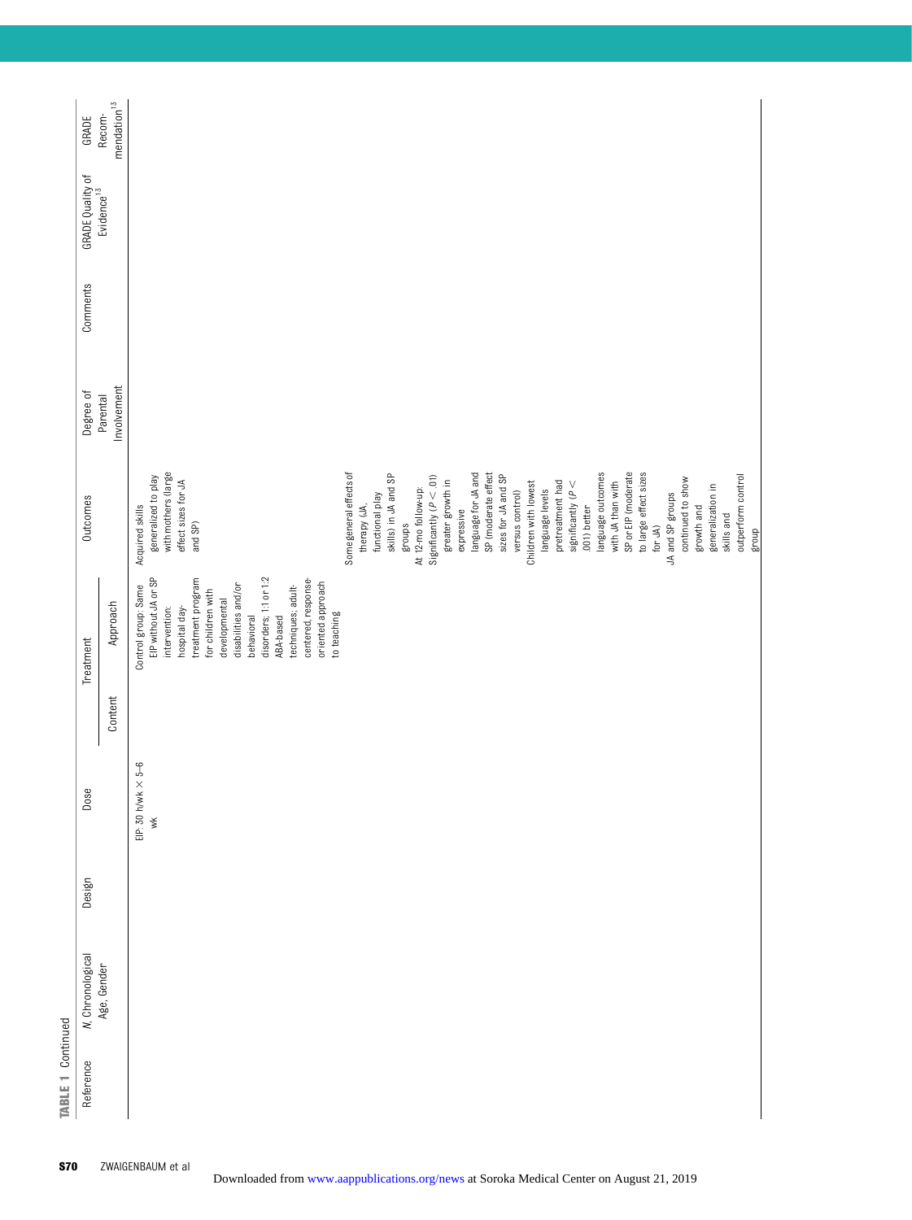TABLE 1 Continued

| Reference | N, Chronological Age, Gender | Design | Dose | Treatment | | Outcomes | Degree of Parental Involvement | Comments | GRADE Quality of Evidence[13] | GRADE Recom-mendation[13] |
|---|---|---|---|---|---|---|---|---|---|---|
| | | | | Content | Approach | | | | | |
| | | | EIP: 30 h/wk × 5–6 wk | | Control group: Same EIP without JA or SP intervention: hospital day-treatment program for children with developmental disabilities and/or behavioral disorders; 1:1 or 1:2 ABA-based techniques; adult-centered, response-oriented approach to teaching | Acquired skills generalized to play with mothers (large effect sizes for JA and SP) | | | | |
| | | | | | | Somegeneral effects of therapy (JA, functional play skills) in JA and SP groups<br>At 12-mo follow-up: Significantly ($P < .01$) greater growth in expressive language for JA and SP (moderate effect sizes for JA and SP versus control)<br>Children with lowest language levels pretreatment had significantly ($P < .001$) better language outcomes with JA than with SP or EIP (moderate to large effect sizes for JA)<br>JA and SP groups continued to show growth and generalization in skills and outperform control group | | | | |

Downloaded from www.aappublications.org/news at Soroka Medical Center on August 21, 2019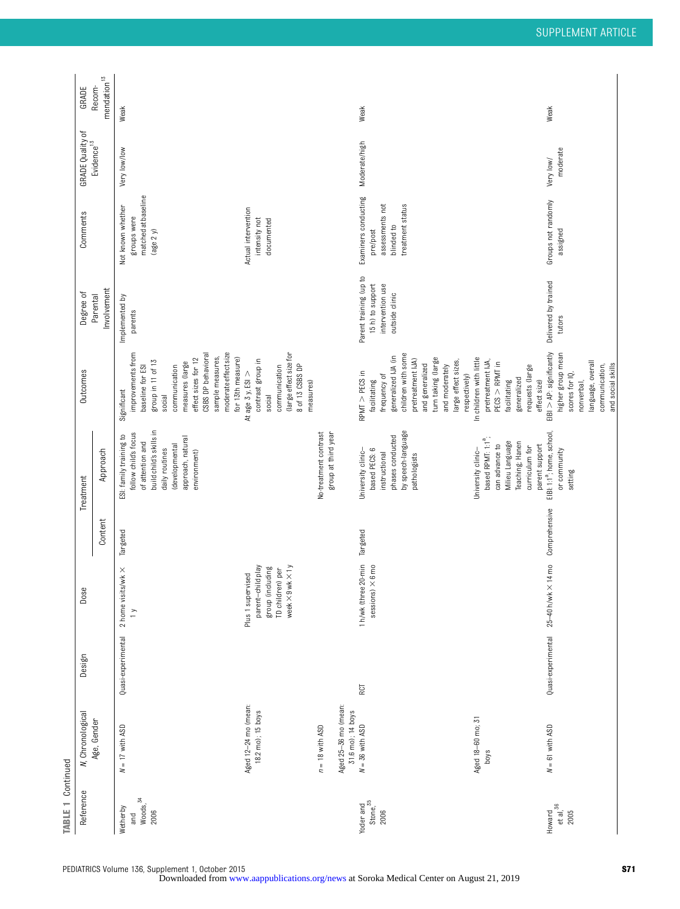**TABLE 1** Continued

| Reference | N, Chronological Age, Gender | Design | Dose | Treatment | | Outcomes | Degree of Parental Involvement | Comments | GRADE Quality of Evidence[13] | GRADE Recommendation[13] |
|---|---|---|---|---|---|---|---|---|---|---|
| | | | | Content | Approach | | | | | |
| Wetherby and Woods,[34] 2006 | N = 17 with ASD | Quasi-experimental | 2 home visits/wk × 1 y | Targeted | ESI: family training to follow child's focus of attention and build child's skills in daily routines (developmental approach, natural environment) | Significant improvements from baseline for ESI group in 11 of 13 social communication measures (large effect sizes for 12 CSBS DP behavioral sample measures, moderate effect size for 13th measure) | Implemented by parents | Not known whether groups were matched at baseline (age 2 y) | Very low/low | Weak |
| | Aged 12–24 mo (mean: 18.2 mo); 15 boys | | Plus 1 supervised parent–child play group (including TD children) per week × 9 wk × 1 y | | | At age 3 y, ESI > contrast group in social communication (large effect size for 8 of 13 CSBS DP measures) | | Actual intervention intensity not documented | | |
| | n = 18 with ASD | | | | No-treatment contrast group at third year | | | | | |
| | Aged 25–36 mo (mean: 31.6 mo); 14 boys | | | | | | | | | |
| Yoder and Stone,[35] 2006 | N = 36 with ASD | RCT | 1 h/wk (three 20-min sessions) × 6 mo | Targeted | University clinic–based PECS: 6 instructional phases conducted by speech-language pathologists | RPMT > PECS in facilitating frequency of generalized IJA (in children with some pretreatment IJA) and generalized turn taking (large and moderately large effect sizes, respectively) | Parent training (up to 15 h) to support intervention use outside clinic | Examiners conducting pre/post assessments not blinded to treatment status | Moderate/high | Weak |
| | Aged 18–60 mo, 31 boys | | | | University clinic–based RPMT: 1:1[a]; can advance to Milieu Language Teaching; Hanen curriculum for parent support | In children with little pretreatment IJA, PECS > RPMT in facilitating generalized requests (large effect size) | | | | |
| Howard et al,[36] 2005 | N = 61 with ASD | Quasi-experimental | 25–40 h/wk × 14 mo | Comprehensive | EIBI: 1:1[a]; home, school, or community setting | EIBI > AP: significantly higher group mean scores for IQ, nonverbal, language, overall communication, and social skills | Delivered by trained tutors | Groups not randomly assigned | Very low/ moderate | Weak |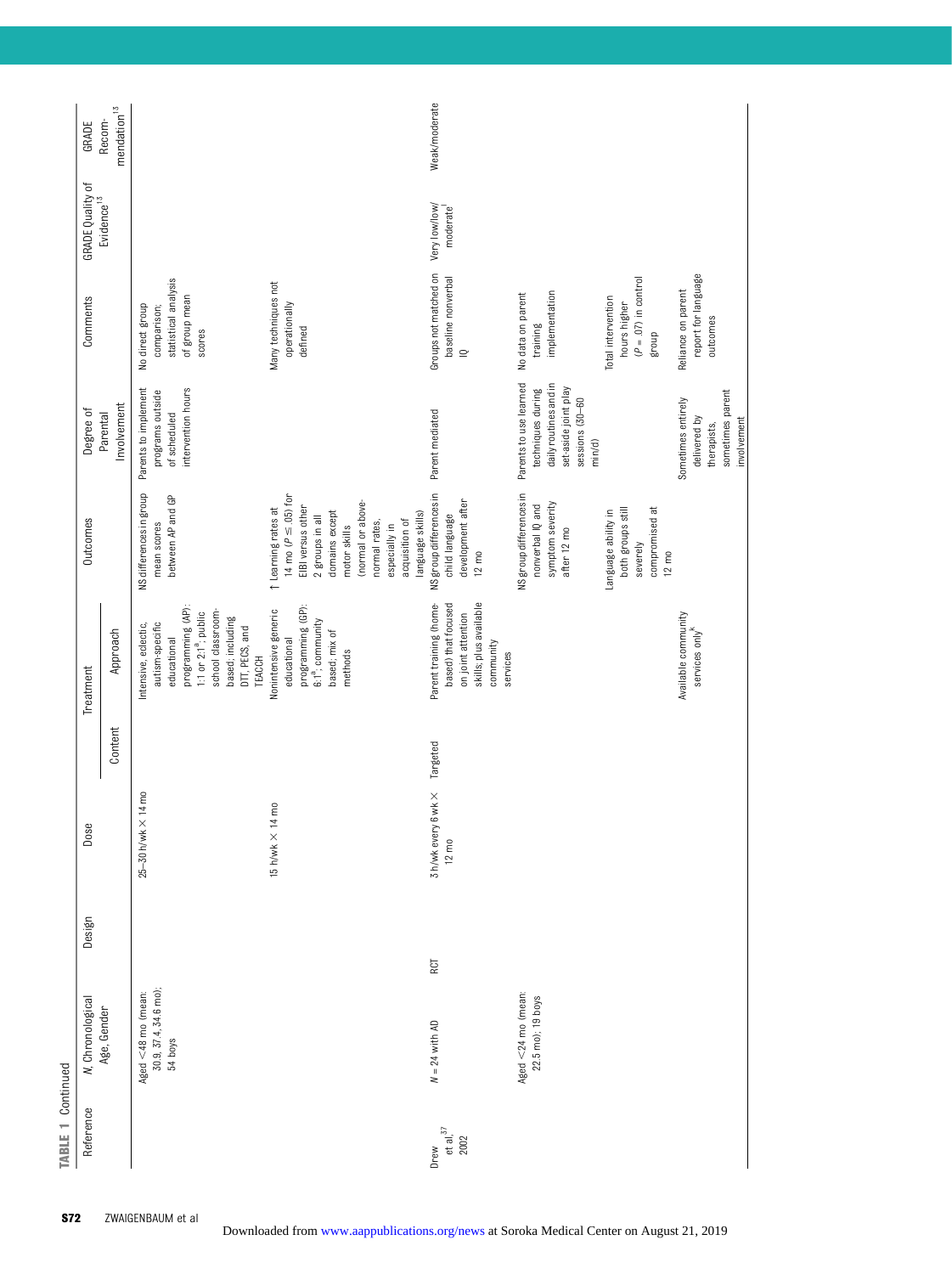TABLE 1 Continued

| Reference | N, Chronological Age, Gender | Design | Dose | Treatment | | Outcomes | Degree of Parental Involvement | Comments | GRADE Quality of Evidence[13] | GRADE Recommendation[13] |
|---|---|---|---|---|---|---|---|---|---|---|
| | | | | Content | Approach | | | | | |
| | Aged <48 mo (mean: 30.9, 37.4, 34.6 mo); 54 boys | | 25–30 h/wk × 14 mo | | Intensive, eclectic, autism-specific educational programming (AP): 1:1 or 2:1[a]; public school classroom-based; including DTT, PECS, and TEACCH | NS differences in group mean scores between AP and GP | Parents to implement programs outside of scheduled intervention hours | No direct group comparison; statistical analysis of group mean scores | | |
| | | | 15 h/wk × 14 mo | | Nonintensive generic educational programming (GP): 6:1[a]; community based; mix of methods | ↑ Learning rates at 14 mo (P ≤ .05) for EIBI versus other 2 groups in all domains except motor skills (normal or above-normal rates, especially in acquisition of language skills) | | Many techniques not operationally defined | | |
| Drew et al,[37] 2002 | N = 24 with AD | RCT | 3 h/wk every 6 wk × 12 mo | Targeted | Parent training (home-based) that focused on joint attention skills; plus available community services | NS group differences in child language development after 12 mo | Parent mediated | Groups not matched on baseline nonverbal IQ | Very low/low/moderate[j] | Weak/moderate |
| | Aged <24 mo (mean: 22.5 mo); 19 boys | | | | | NS group differences in nonverbal IQ and symptom severity after 12 mo | Parents to use learned techniques during daily routines and in set-aside joint play sessions (30–60 min/d) | No data on parent training implementation | | |
| | | | | | | Language ability in both groups still severely compromised at 12 mo | | Total intervention hours higher (P = .07) in control group | | |
| | | | | | Available community services only[k] | | Sometimes entirely delivered by therapists, sometimes parent involvement | Reliance on parent report for language outcomes | | |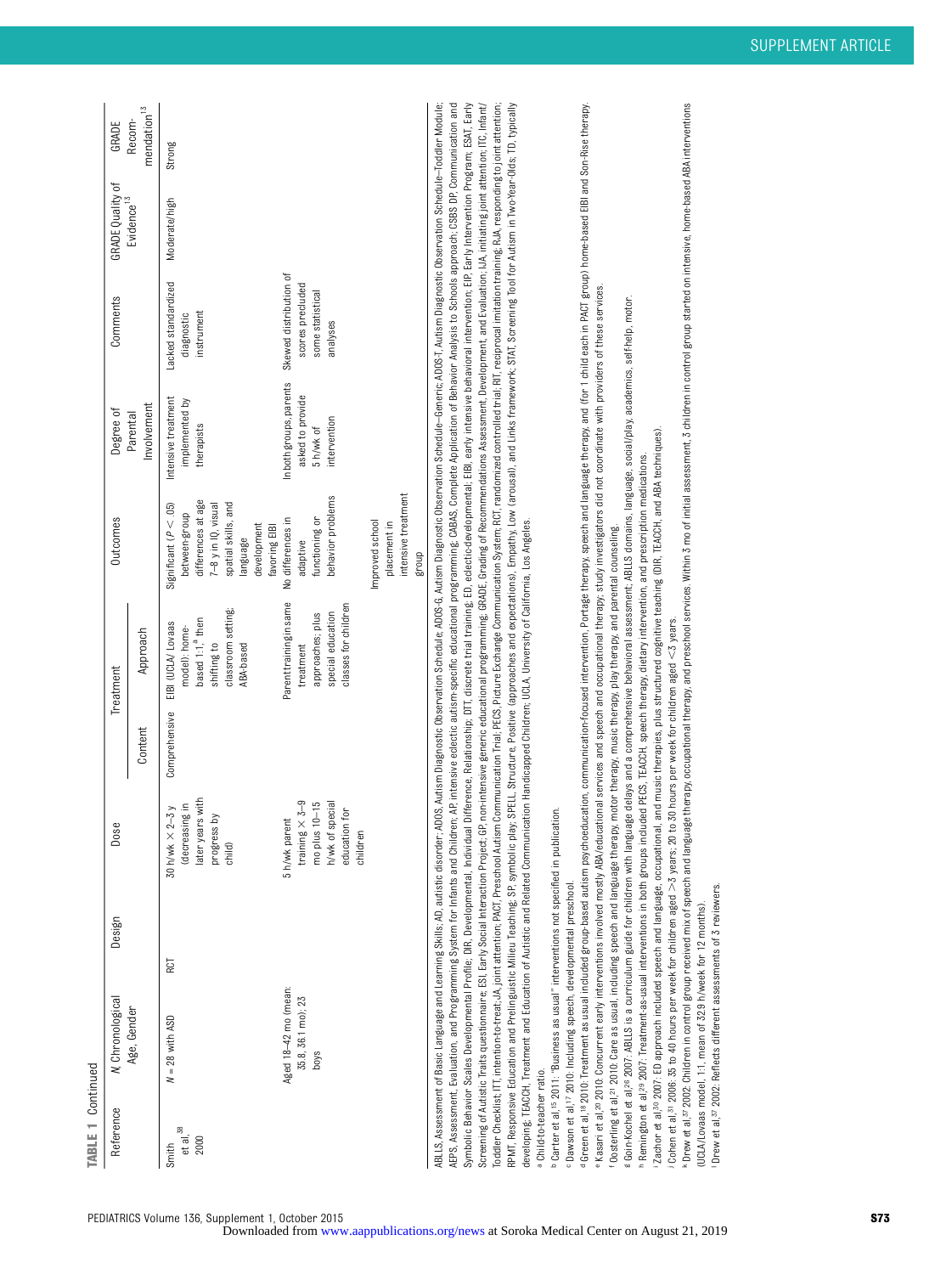**TABLE 1** Continued

| Reference | N, Chronological Age, Gender | Design | Dose | Treatment | | Outcomes | Degree of Parental Involvement | Comments | GRADE Quality of Evidence[13] | GRADE Recommendation[13] |
|---|---|---|---|---|---|---|---|---|---|---|
| | | | | Content | Approach | | | | | |
| Smith et al,[38] 2000 | N = 28 with ASD | RCT | 30 h/wk × 2–3 y (decreasing in later years with progress by child) | Comprehensive | EIBI (UCLA/ Lovaas model): home-based 1:1,[a] then shifting to classroom setting; ABA-based | Significant (P < .05) between-group differences at age 7–8 y in IQ, visual spatial skills, and language development favoring EIBI | Intensive treatment implemented by therapists | Lacked standardized diagnostic instrument | Moderate/high | Strong |
| | Aged 18–42 mo (mean: 35.8, 36.1 mo); 23 boys | | 5 h/wk parent training × 3–9 mo plus 10–15 h/wk of special education for children | | Parent training in same treatment approaches; plus special education classes for children | No differences in adaptive functioning or behavior problems | In both groups, parents asked to provide 5 h/wk of intervention | Skewed distribution of scores precluded some statistical analyses | | |
| | | | | | | Improved school placement in intensive treatment group | | | | |

ABLLS, Assessment of Basic Language and Learning Skills; AD, autistic disorder; ADOS, Autism Diagnostic Observation Schedule; ADOS-G, Autism Diagnostic Observation Schedule–Generic; ADOS-T, Autism Diagnostic Observation Schedule–Toddler Module; AEPS, Assessment, Evaluation, and Programming System for Infants and Children; AP, intensive eclectic autism-specific educational programming; CABAS, Complete Application of Behavior Analysis to Schools approach; CSBS DP, Communication and Symbolic Behavior Scales Developmental Profile; DIR, Developmental, Individual Difference, Relationship; DTT, discrete trial training; ED, eclectic-developmental; EIBI, early intensive behavioral intervention; EIP, Early Intervention Program; ESAT, Early Screening of Autistic Traits questionnaire; ESI, Early Social Interaction Project; GP, non-intensive generic educational programming; GRADE, Grading of Recommendations Assessment, Development, and Evaluation; IJA, initiating joint attention; ITC, Infant/Toddler Checklist; ITT, intention-to-treat; JA, joint attention; PACT, Preschool Autism Communication Trial; PECS, Picture Exchange Communication System; RCT, randomized controlled trial; RIT, reciprocal imitation training; RJA, responding to joint attention; RPMT, Responsive Education and Prelinguistic Milieu Teaching; SP, symbolic play; SPELL, Structure, Positive (approaches and expectations), Empathy, Low (arousal), and Links framework; STAT, Screening Tool for Autism in Two-Year-Olds; TD, typically developing; TEACCH, Treatment and Education of Autistic and Related Communication Handicapped Children; UCLA, University of California, Los Angeles.

a Child-to-teacher ratio.

b Carter et al,[15] 2011: "Business as usual" interventions not specified in publication.

c Dawson et al,[17] 2010: Including speech, developmental preschool.

d Green et al,[18] 2010: Treatment as usual included group-based autism psychoeducation, communication-focused intervention, Portage therapy, speech and language therapy, and (for 1 child each in PACT group) home-based EIBI and Son-Rise therapy.

e Kasari et al,[20] 2010: Concurrent early interventions involved mostly ABA/educational services and speech and occupational therapy; study investigators did not coordinate with providers of these services.

f Oosterling et al,[21] 2010: Care as usual, including speech and language therapy, motor therapy, music therapy, play therapy, and parental counseling.

g Goin-Kochel et al,[28] 2007: ABLLS is a curriculum guide for children with language delays and a comprehensive behavioral assessment; ABLLS domains, language, social/play, academics, self-help, motor.

h Remington et al,[29] 2007: Treatment-as-usual interventions in both groups included PECS, TEACCH, speech therapy, dietary intervention, and prescription medications.

i Zachor et al,[30] 2007: ED approach included speech and language, occupational, and music therapies, plus structured cognitive teaching (DIR, TEACCH, and ABA techniques).

j Cohen et al,[31] 2006: 35 to 40 hours per week for children aged >3 years; 20 to 30 hours per week for children aged <3 years.

k Drew et al,[37] 2002: Children in control group received mix of speech and language therapy, occupational therapy, and preschool services. Within 3 mo of initial assessment, 3 children in control group started on intensive, home-based ABA interventions (UCLA/Lovaas model, 1:1, mean of 32.9 h/week for 12 months).

l Drew et al,[37] 2002: Reflects different assessments of 3 reviewers.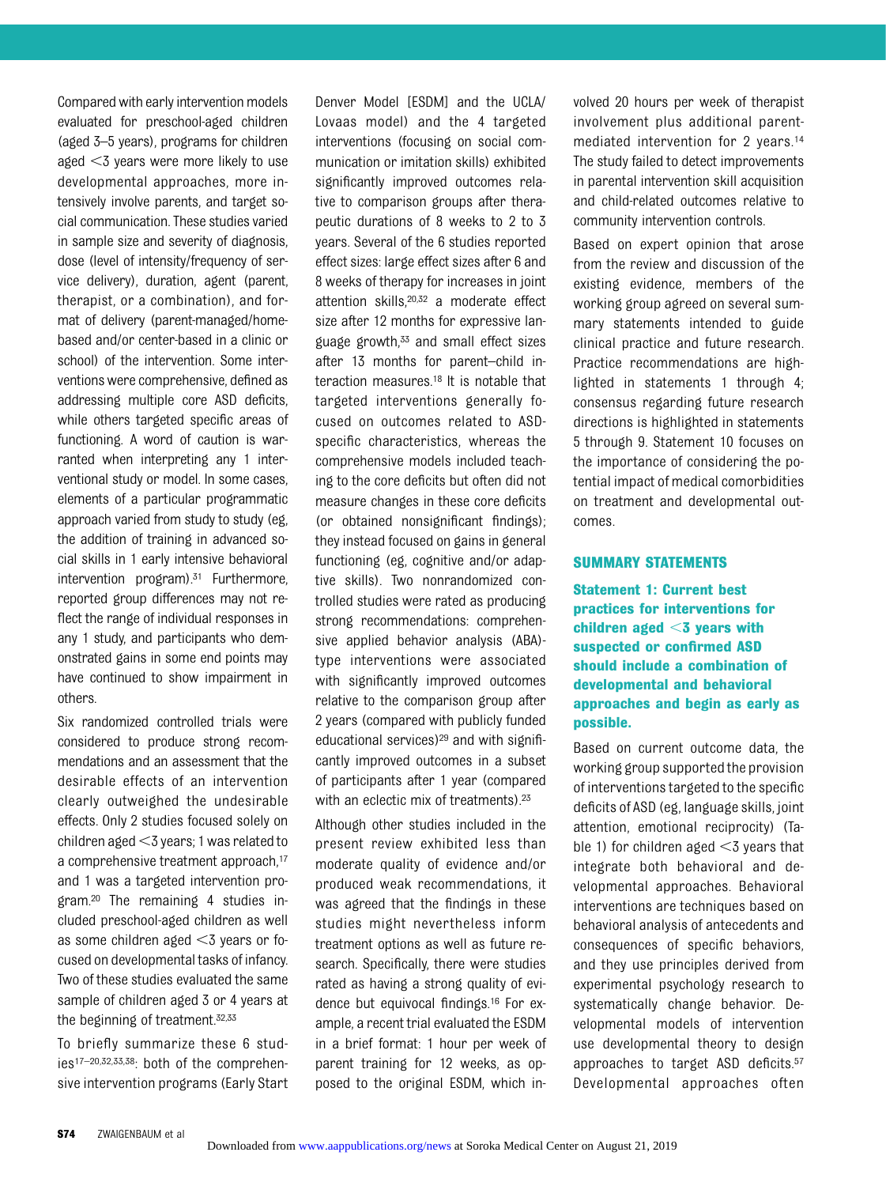Compared with early intervention models evaluated for preschool-aged children (aged 3–5 years), programs for children aged <3 years were more likely to use developmental approaches, more intensively involve parents, and target social communication. These studies varied in sample size and severity of diagnosis, dose (level of intensity/frequency of service delivery), duration, agent (parent, therapist, or a combination), and format of delivery (parent-managed/home-based and/or center-based in a clinic or school) of the intervention. Some interventions were comprehensive, defined as addressing multiple core ASD deficits, while others targeted specific areas of functioning. A word of caution is warranted when interpreting any 1 interventional study or model. In some cases, elements of a particular programmatic approach varied from study to study (eg, the addition of training in advanced social skills in 1 early intensive behavioral intervention program).[31] Furthermore, reported group differences may not reflect the range of individual responses in any 1 study, and participants who demonstrated gains in some end points may have continued to show impairment in others.

Six randomized controlled trials were considered to produce strong recommendations and an assessment that the desirable effects of an intervention clearly outweighed the undesirable effects. Only 2 studies focused solely on children aged <3 years; 1 was related to a comprehensive treatment approach,[17] and 1 was a targeted intervention program.[20] The remaining 4 studies included preschool-aged children as well as some children aged <3 years or focused on developmental tasks of infancy. Two of these studies evaluated the same sample of children aged 3 or 4 years at the beginning of treatment.[32,33]

To briefly summarize these 6 studies[17–20,32,33,38]: both of the comprehensive intervention programs (Early Start Denver Model [ESDM] and the UCLA/Lovaas model) and the 4 targeted interventions (focusing on social communication or imitation skills) exhibited significantly improved outcomes relative to comparison groups after therapeutic durations of 8 weeks to 2 to 3 years. Several of the 6 studies reported effect sizes: large effect sizes after 6 and 8 weeks of therapy for increases in joint attention skills,[20,32] a moderate effect size after 12 months for expressive language growth,[33] and small effect sizes after 13 months for parent–child interaction measures.[18] It is notable that targeted interventions generally focused on outcomes related to ASD-specific characteristics, whereas the comprehensive models included teaching to the core deficits but often did not measure changes in these core deficits (or obtained nonsignificant findings); they instead focused on gains in general functioning (eg, cognitive and/or adaptive skills). Two nonrandomized controlled studies were rated as producing strong recommendations: comprehensive applied behavior analysis (ABA)-type interventions were associated with significantly improved outcomes relative to the comparison group after 2 years (compared with publicly funded educational services)[29] and with significantly improved outcomes in a subset of participants after 1 year (compared with an eclectic mix of treatments).[23]

Although other studies included in the present review exhibited less than moderate quality of evidence and/or produced weak recommendations, it was agreed that the findings in these studies might nevertheless inform treatment options as well as future research. Specifically, there were studies rated as having a strong quality of evidence but equivocal findings.[16] For example, a recent trial evaluated the ESDM in a brief format: 1 hour per week of parent training for 12 weeks, as opposed to the original ESDM, which involved 20 hours per week of therapist involvement plus additional parent-mediated intervention for 2 years.[14] The study failed to detect improvements in parental intervention skill acquisition and child-related outcomes relative to community intervention controls.

Based on expert opinion that arose from the review and discussion of the existing evidence, members of the working group agreed on several summary statements intended to guide clinical practice and future research. Practice recommendations are highlighted in statements 1 through 4; consensus regarding future research directions is highlighted in statements 5 through 9. Statement 10 focuses on the importance of considering the potential impact of medical comorbidities on treatment and developmental outcomes.

## SUMMARY STATEMENTS

### Statement 1: Current best practices for interventions for children aged <3 years with suspected or confirmed ASD should include a combination of developmental and behavioral approaches and begin as early as possible.

Based on current outcome data, the working group supported the provision of interventions targeted to the specific deficits of ASD (eg, language skills, joint attention, emotional reciprocity) (Table 1) for children aged <3 years that integrate both behavioral and developmental approaches. Behavioral interventions are techniques based on behavioral analysis of antecedents and consequences of specific behaviors, and they use principles derived from experimental psychology research to systematically change behavior. Developmental models of intervention use developmental theory to design approaches to target ASD deficits.[57] Developmental approaches often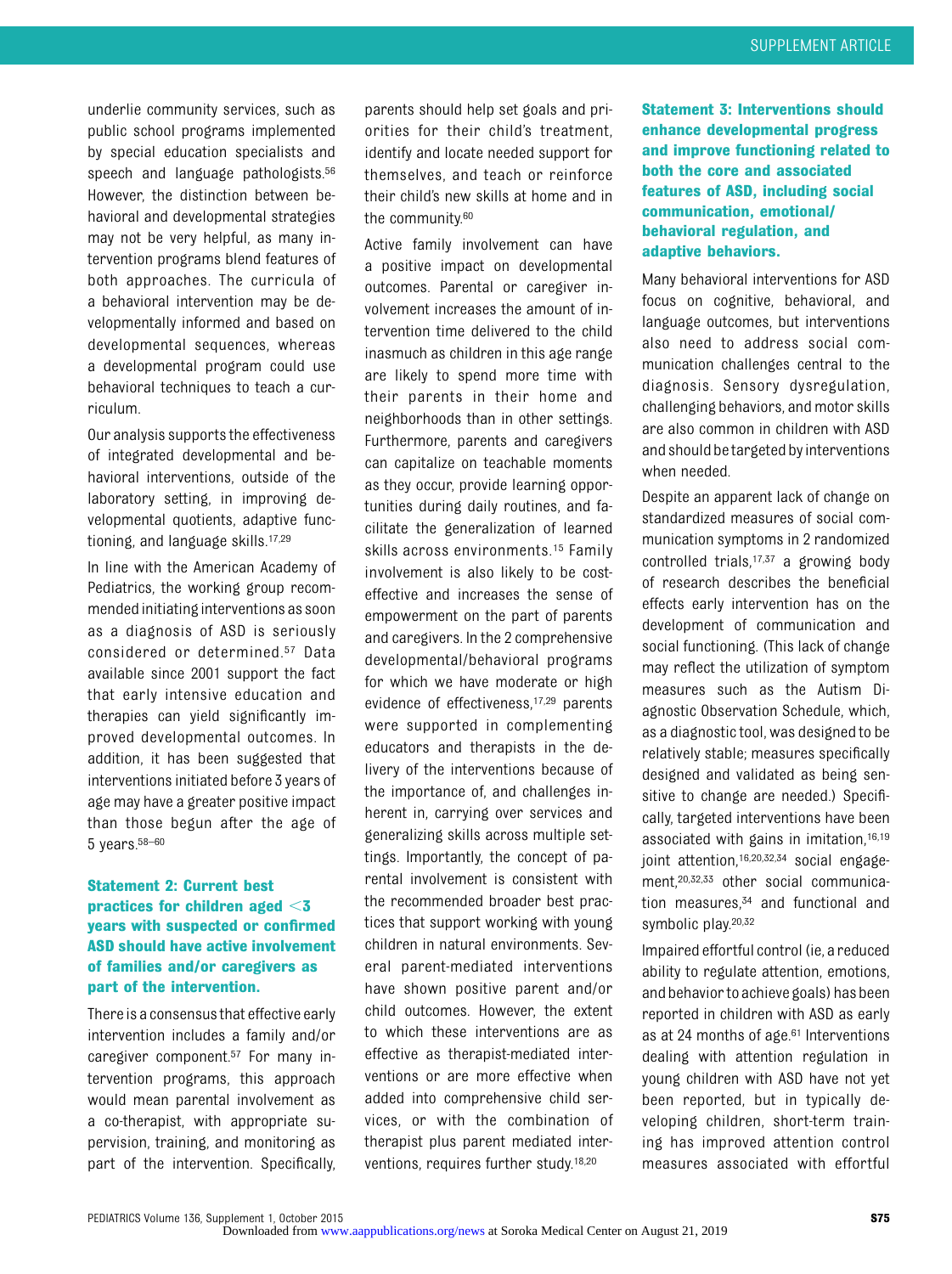underlie community services, such as public school programs implemented by special education specialists and speech and language pathologists.[56] However, the distinction between behavioral and developmental strategies may not be very helpful, as many intervention programs blend features of both approaches. The curricula of a behavioral intervention may be developmentally informed and based on developmental sequences, whereas a developmental program could use behavioral techniques to teach a curriculum.

Our analysis supports the effectiveness of integrated developmental and behavioral interventions, outside of the laboratory setting, in improving developmental quotients, adaptive functioning, and language skills.[17,29]

In line with the American Academy of Pediatrics, the working group recommended initiating interventions as soon as a diagnosis of ASD is seriously considered or determined.[57] Data available since 2001 support the fact that early intensive education and therapies can yield significantly improved developmental outcomes. In addition, it has been suggested that interventions initiated before 3 years of age may have a greater positive impact than those begun after the age of 5 years.[58–60]

### Statement 2: Current best practices for children aged <3 years with suspected or confirmed ASD should have active involvement of families and/or caregivers as part of the intervention.

There is a consensus that effective early intervention includes a family and/or caregiver component.[57] For many intervention programs, this approach would mean parental involvement as a co-therapist, with appropriate supervision, training, and monitoring as part of the intervention. Specifically, parents should help set goals and priorities for their child's treatment, identify and locate needed support for themselves, and teach or reinforce their child's new skills at home and in the community.[60]

Active family involvement can have a positive impact on developmental outcomes. Parental or caregiver involvement increases the amount of intervention time delivered to the child inasmuch as children in this age range are likely to spend more time with their parents in their home and neighborhoods than in other settings. Furthermore, parents and caregivers can capitalize on teachable moments as they occur, provide learning opportunities during daily routines, and facilitate the generalization of learned skills across environments.[15] Family involvement is also likely to be cost-effective and increases the sense of empowerment on the part of parents and caregivers. In the 2 comprehensive developmental/behavioral programs for which we have moderate or high evidence of effectiveness,[17,29] parents were supported in complementing educators and therapists in the delivery of the interventions because of the importance of, and challenges inherent in, carrying over services and generalizing skills across multiple settings. Importantly, the concept of parental involvement is consistent with the recommended broader best practices that support working with young children in natural environments. Several parent-mediated interventions have shown positive parent and/or child outcomes. However, the extent to which these interventions are as effective as therapist-mediated interventions or are more effective when added into comprehensive child services, or with the combination of therapist plus parent mediated interventions, requires further study.[18,20]

### Statement 3: Interventions should enhance developmental progress and improve functioning related to both the core and associated features of ASD, including social communication, emotional/behavioral regulation, and adaptive behaviors.

Many behavioral interventions for ASD focus on cognitive, behavioral, and language outcomes, but interventions also need to address social communication challenges central to the diagnosis. Sensory dysregulation, challenging behaviors, and motor skills are also common in children with ASD and should be targeted by interventions when needed.

Despite an apparent lack of change on standardized measures of social communication symptoms in 2 randomized controlled trials,[17,37] a growing body of research describes the beneficial effects early intervention has on the development of communication and social functioning. (This lack of change may reflect the utilization of symptom measures such as the Autism Diagnostic Observation Schedule, which, as a diagnostic tool, was designed to be relatively stable; measures specifically designed and validated as being sensitive to change are needed.) Specifically, targeted interventions have been associated with gains in imitation,[16,19] joint attention,[16,20,32,34] social engagement,[20,32,33] other social communication measures,[34] and functional and symbolic play.[20,32]

Impaired effortful control (ie, a reduced ability to regulate attention, emotions, and behavior to achieve goals) has been reported in children with ASD as early as at 24 months of age.[61] Interventions dealing with attention regulation in young children with ASD have not yet been reported, but in typically developing children, short-term training has improved attention control measures associated with effortful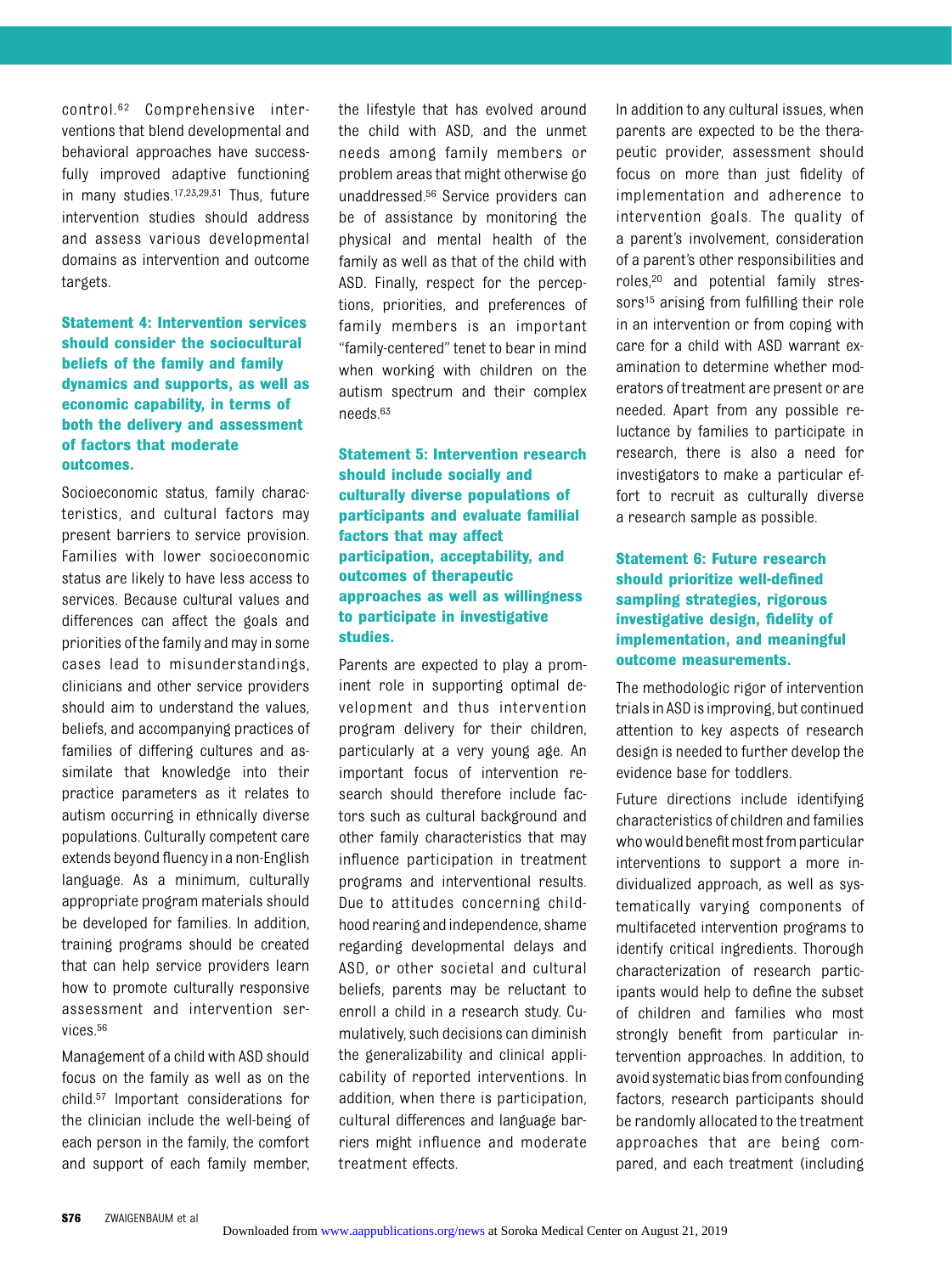control.[62] Comprehensive interventions that blend developmental and behavioral approaches have successfully improved adaptive functioning in many studies.[17,23,29,31] Thus, future intervention studies should address and assess various developmental domains as intervention and outcome targets.

### Statement 4: Intervention services should consider the sociocultural beliefs of the family and family dynamics and supports, as well as economic capability, in terms of both the delivery and assessment of factors that moderate outcomes.

Socioeconomic status, family characteristics, and cultural factors may present barriers to service provision. Families with lower socioeconomic status are likely to have less access to services. Because cultural values and differences can affect the goals and priorities of the family and may in some cases lead to misunderstandings, clinicians and other service providers should aim to understand the values, beliefs, and accompanying practices of families of differing cultures and assimilate that knowledge into their practice parameters as it relates to autism occurring in ethnically diverse populations. Culturally competent care extends beyond fluency in a non-English language. As a minimum, culturally appropriate program materials should be developed for families. In addition, training programs should be created that can help service providers learn how to promote culturally responsive assessment and intervention services.[56]

Management of a child with ASD should focus on the family as well as on the child.[57] Important considerations for the clinician include the well-being of each person in the family, the comfort and support of each family member, the lifestyle that has evolved around the child with ASD, and the unmet needs among family members or problem areas that might otherwise go unaddressed.[56] Service providers can be of assistance by monitoring the physical and mental health of the family as well as that of the child with ASD. Finally, respect for the perceptions, priorities, and preferences of family members is an important "family-centered" tenet to bear in mind when working with children on the autism spectrum and their complex needs.[63]

### Statement 5: Intervention research should include socially and culturally diverse populations of participants and evaluate familial factors that may affect participation, acceptability, and outcomes of therapeutic approaches as well as willingness to participate in investigative studies.

Parents are expected to play a prominent role in supporting optimal development and thus intervention program delivery for their children, particularly at a very young age. An important focus of intervention research should therefore include factors such as cultural background and other family characteristics that may influence participation in treatment programs and interventional results. Due to attitudes concerning childhood rearing and independence, shame regarding developmental delays and ASD, or other societal and cultural beliefs, parents may be reluctant to enroll a child in a research study. Cumulatively, such decisions can diminish the generalizability and clinical applicability of reported interventions. In addition, when there is participation, cultural differences and language barriers might influence and moderate treatment effects.

In addition to any cultural issues, when parents are expected to be the therapeutic provider, assessment should focus on more than just fidelity of implementation and adherence to intervention goals. The quality of a parent's involvement, consideration of a parent's other responsibilities and roles,[20] and potential family stressors[15] arising from fulfilling their role in an intervention or from coping with care for a child with ASD warrant examination to determine whether moderators of treatment are present or are needed. Apart from any possible reluctance by families to participate in research, there is also a need for investigators to make a particular effort to recruit as culturally diverse a research sample as possible.

### Statement 6: Future research should prioritize well-defined sampling strategies, rigorous investigative design, fidelity of implementation, and meaningful outcome measurements.

The methodologic rigor of intervention trials in ASD is improving, but continued attention to key aspects of research design is needed to further develop the evidence base for toddlers.

Future directions include identifying characteristics of children and families who would benefit most from particular interventions to support a more individualized approach, as well as systematically varying components of multifaceted intervention programs to identify critical ingredients. Thorough characterization of research participants would help to define the subset of children and families who most strongly benefit from particular intervention approaches. In addition, to avoid systematic bias from confounding factors, research participants should be randomly allocated to the treatment approaches that are being compared, and each treatment (including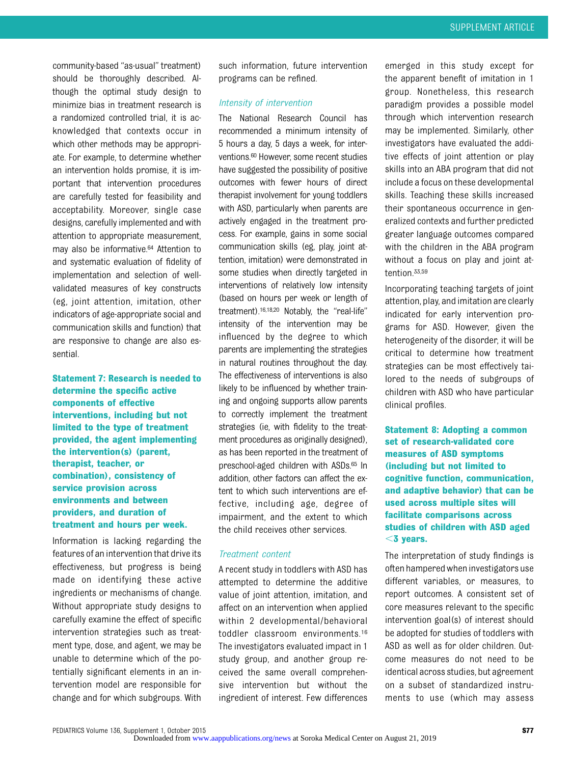community-based "as-usual" treatment) should be thoroughly described. Although the optimal study design to minimize bias in treatment research is a randomized controlled trial, it is acknowledged that contexts occur in which other methods may be appropriate. For example, to determine whether an intervention holds promise, it is important that intervention procedures are carefully tested for feasibility and acceptability. Moreover, single case designs, carefully implemented and with attention to appropriate measurement, may also be informative.[64] Attention to and systematic evaluation of fidelity of implementation and selection of well-validated measures of key constructs (eg, joint attention, imitation, other indicators of age-appropriate social and communication skills and function) that are responsive to change are also essential.

**Statement 7: Research is needed to determine the specific active components of effective interventions, including but not limited to the type of treatment provided, the agent implementing the intervention(s) (parent, therapist, teacher, or combination), consistency of service provision across environments and between providers, and duration of treatment and hours per week.**

Information is lacking regarding the features of an intervention that drive its effectiveness, but progress is being made on identifying these active ingredients or mechanisms of change. Without appropriate study designs to carefully examine the effect of specific intervention strategies such as treatment type, dose, and agent, we may be unable to determine which of the potentially significant elements in an intervention model are responsible for change and for which subgroups. With such information, future intervention programs can be refined.

*Intensity of intervention*

The National Research Council has recommended a minimum intensity of 5 hours a day, 5 days a week, for interventions.[60] However, some recent studies have suggested the possibility of positive outcomes with fewer hours of direct therapist involvement for young toddlers with ASD, particularly when parents are actively engaged in the treatment process. For example, gains in some social communication skills (eg, play, joint attention, imitation) were demonstrated in some studies when directly targeted in interventions of relatively low intensity (based on hours per week or length of treatment).[16,18,20] Notably, the "real-life" intensity of the intervention may be influenced by the degree to which parents are implementing the strategies in natural routines throughout the day. The effectiveness of interventions is also likely to be influenced by whether training and ongoing supports allow parents to correctly implement the treatment strategies (ie, with fidelity to the treatment procedures as originally designed), as has been reported in the treatment of preschool-aged children with ASDs.[65] In addition, other factors can affect the extent to which such interventions are effective, including age, degree of impairment, and the extent to which the child receives other services.

*Treatment content*

A recent study in toddlers with ASD has attempted to determine the additive value of joint attention, imitation, and affect on an intervention when applied within 2 developmental/behavioral toddler classroom environments.[16] The investigators evaluated impact in 1 study group, and another group received the same overall comprehensive intervention but without the ingredient of interest. Few differences emerged in this study except for the apparent benefit of imitation in 1 group. Nonetheless, this research paradigm provides a possible model through which intervention research may be implemented. Similarly, other investigators have evaluated the additive effects of joint attention or play skills into an ABA program that did not include a focus on these developmental skills. Teaching these skills increased their spontaneous occurrence in generalized contexts and further predicted greater language outcomes compared with the children in the ABA program without a focus on play and joint attention.[33,59]

Incorporating teaching targets of joint attention, play, and imitation are clearly indicated for early intervention programs for ASD. However, given the heterogeneity of the disorder, it will be critical to determine how treatment strategies can be most effectively tailored to the needs of subgroups of children with ASD who have particular clinical profiles.

**Statement 8: Adopting a common set of research-validated core measures of ASD symptoms (including but not limited to cognitive function, communication, and adaptive behavior) that can be used across multiple sites will facilitate comparisons across studies of children with ASD aged <3 years.**

The interpretation of study findings is often hampered when investigators use different variables, or measures, to report outcomes. A consistent set of core measures relevant to the specific intervention goal(s) of interest should be adopted for studies of toddlers with ASD as well as for older children. Outcome measures do not need to be identical across studies, but agreement on a subset of standardized instruments to use (which may assess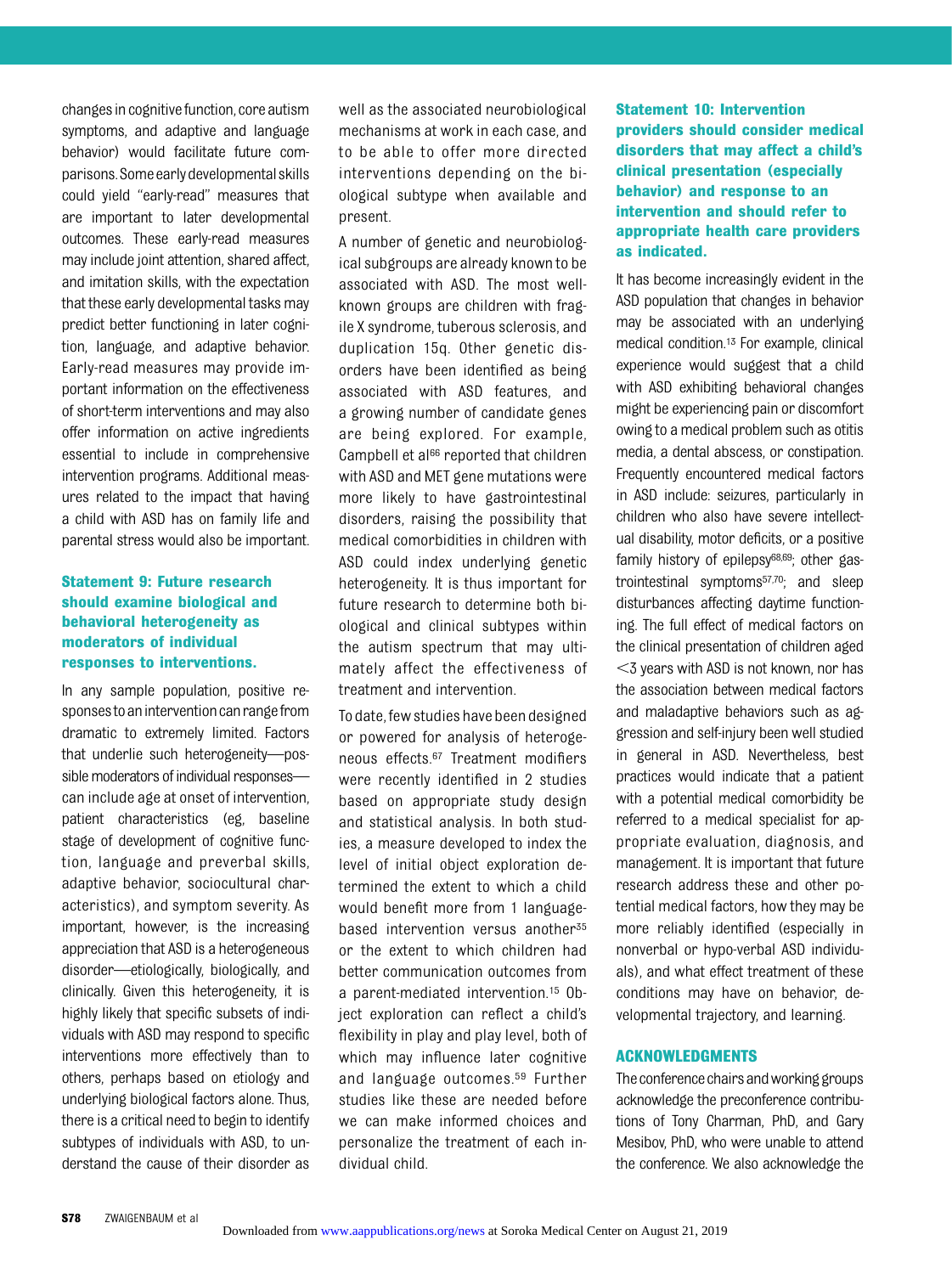changes in cognitive function, core autism symptoms, and adaptive and language behavior) would facilitate future comparisons. Some early developmental skills could yield "early-read" measures that are important to later developmental outcomes. These early-read measures may include joint attention, shared affect, and imitation skills, with the expectation that these early developmental tasks may predict better functioning in later cognition, language, and adaptive behavior. Early-read measures may provide important information on the effectiveness of short-term interventions and may also offer information on active ingredients essential to include in comprehensive intervention programs. Additional measures related to the impact that having a child with ASD has on family life and parental stress would also be important.

### Statement 9: Future research should examine biological and behavioral heterogeneity as moderators of individual responses to interventions.

In any sample population, positive responses to an intervention can range from dramatic to extremely limited. Factors that underlie such heterogeneity—possible moderators of individual responses—can include age at onset of intervention, patient characteristics (eg, baseline stage of development of cognitive function, language and preverbal skills, adaptive behavior, sociocultural characteristics), and symptom severity. As important, however, is the increasing appreciation that ASD is a heterogeneous disorder—etiologically, biologically, and clinically. Given this heterogeneity, it is highly likely that specific subsets of individuals with ASD may respond to specific interventions more effectively than to others, perhaps based on etiology and underlying biological factors alone. Thus, there is a critical need to begin to identify subtypes of individuals with ASD, to understand the cause of their disorder as well as the associated neurobiological mechanisms at work in each case, and to be able to offer more directed interventions depending on the biological subtype when available and present.

A number of genetic and neurobiological subgroups are already known to be associated with ASD. The most well-known groups are children with fragile X syndrome, tuberous sclerosis, and duplication 15q. Other genetic disorders have been identified as being associated with ASD features, and a growing number of candidate genes are being explored. For example, Campbell et al[66] reported that children with ASD and MET gene mutations were more likely to have gastrointestinal disorders, raising the possibility that medical comorbidities in children with ASD could index underlying genetic heterogeneity. It is thus important for future research to determine both biological and clinical subtypes within the autism spectrum that may ultimately affect the effectiveness of treatment and intervention.

To date, few studies have been designed or powered for analysis of heterogeneous effects.[67] Treatment modifiers were recently identified in 2 studies based on appropriate study design and statistical analysis. In both studies, a measure developed to index the level of initial object exploration determined the extent to which a child would benefit more from 1 language-based intervention versus another[35] or the extent to which children had better communication outcomes from a parent-mediated intervention.[15] Object exploration can reflect a child's flexibility in play and play level, both of which may influence later cognitive and language outcomes.[59] Further studies like these are needed before we can make informed choices and personalize the treatment of each individual child.

### Statement 10: Intervention providers should consider medical disorders that may affect a child's clinical presentation (especially behavior) and response to an intervention and should refer to appropriate health care providers as indicated.

It has become increasingly evident in the ASD population that changes in behavior may be associated with an underlying medical condition.[13] For example, clinical experience would suggest that a child with ASD exhibiting behavioral changes might be experiencing pain or discomfort owing to a medical problem such as otitis media, a dental abscess, or constipation. Frequently encountered medical factors in ASD include: seizures, particularly in children who also have severe intellectual disability, motor deficits, or a positive family history of epilepsy[68,69]; other gastrointestinal symptoms[57,70]; and sleep disturbances affecting daytime functioning. The full effect of medical factors on the clinical presentation of children aged $<3$ years with ASD is not known, nor has the association between medical factors and maladaptive behaviors such as aggression and self-injury been well studied in general in ASD. Nevertheless, best practices would indicate that a patient with a potential medical comorbidity be referred to a medical specialist for appropriate evaluation, diagnosis, and management. It is important that future research address these and other potential medical factors, how they may be more reliably identified (especially in nonverbal or hypo-verbal ASD individuals), and what effect treatment of these conditions may have on behavior, developmental trajectory, and learning.

## ACKNOWLEDGMENTS

The conference chairs and working groups acknowledge the preconference contributions of Tony Charman, PhD, and Gary Mesibov, PhD, who were unable to attend the conference. We also acknowledge the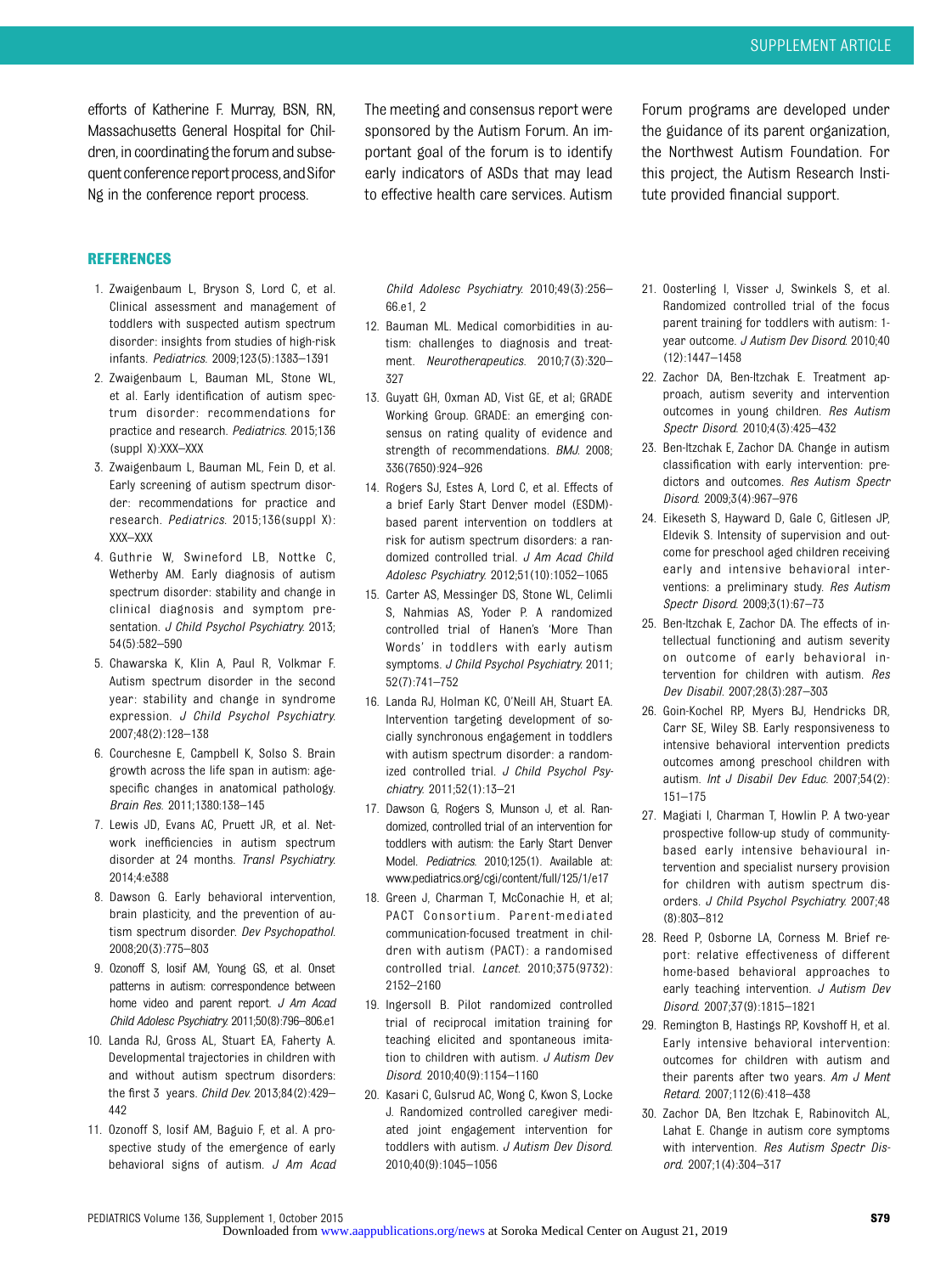efforts of Katherine F. Murray, BSN, RN, Massachusetts General Hospital for Children, in coordinating the forum and subsequent conference report process, and Sifor Ng in the conference report process.

The meeting and consensus report were sponsored by the Autism Forum. An important goal of the forum is to identify early indicators of ASDs that may lead to effective health care services. Autism Forum programs are developed under the guidance of its parent organization, the Northwest Autism Foundation. For this project, the Autism Research Institute provided financial support.

## REFERENCES

1. Zwaigenbaum L, Bryson S, Lord C, et al. Clinical assessment and management of toddlers with suspected autism spectrum disorder: insights from studies of high-risk infants. *Pediatrics.* 2009;123(5):1383–1391
2. Zwaigenbaum L, Bauman ML, Stone WL, et al. Early identification of autism spectrum disorder: recommendations for practice and research. *Pediatrics.* 2015;136 (suppl X):XXX–XXX
3. Zwaigenbaum L, Bauman ML, Fein D, et al. Early screening of autism spectrum disorder: recommendations for practice and research. *Pediatrics.* 2015;136(suppl X): XXX–XXX
4. Guthrie W, Swineford LB, Nottke C, Wetherby AM. Early diagnosis of autism spectrum disorder: stability and change in clinical diagnosis and symptom presentation. *J Child Psychol Psychiatry.* 2013; 54(5):582–590
5. Chawarska K, Klin A, Paul R, Volkmar F. Autism spectrum disorder in the second year: stability and change in syndrome expression. *J Child Psychol Psychiatry.* 2007;48(2):128–138
6. Courchesne E, Campbell K, Solso S. Brain growth across the life span in autism: age-specific changes in anatomical pathology. *Brain Res.* 2011;1380:138–145
7. Lewis JD, Evans AC, Pruett JR, et al. Network inefficiencies in autism spectrum disorder at 24 months. *Transl Psychiatry.* 2014;4:e388
8. Dawson G. Early behavioral intervention, brain plasticity, and the prevention of autism spectrum disorder. *Dev Psychopathol.* 2008;20(3):775–803
9. Ozonoff S, Iosif AM, Young GS, et al. Onset patterns in autism: correspondence between home video and parent report. *J Am Acad Child Adolesc Psychiatry.* 2011;50(8):796–806.e1
10. Landa RJ, Gross AL, Stuart EA, Faherty A. Developmental trajectories in children with and without autism spectrum disorders: the first 3 years. *Child Dev.* 2013;84(2):429–442
11. Ozonoff S, Iosif AM, Baguio F, et al. A prospective study of the emergence of early behavioral signs of autism. *J Am Acad Child Adolesc Psychiatry.* 2010;49(3):256–66.e1, 2
12. Bauman ML. Medical comorbidities in autism: challenges to diagnosis and treatment. *Neurotherapeutics.* 2010;7(3):320–327
13. Guyatt GH, Oxman AD, Vist GE, et al; GRADE Working Group. GRADE: an emerging consensus on rating quality of evidence and strength of recommendations. *BMJ.* 2008; 336(7650):924–926
14. Rogers SJ, Estes A, Lord C, et al. Effects of a brief Early Start Denver model (ESDM)-based parent intervention on toddlers at risk for autism spectrum disorders: a randomized controlled trial. *J Am Acad Child Adolesc Psychiatry.* 2012;51(10):1052–1065
15. Carter AS, Messinger DS, Stone WL, Celimli S, Nahmias AS, Yoder P. A randomized controlled trial of Hanen's 'More Than Words' in toddlers with early autism symptoms. *J Child Psychol Psychiatry.* 2011; 52(7):741–752
16. Landa RJ, Holman KC, O'Neill AH, Stuart EA. Intervention targeting development of socially synchronous engagement in toddlers with autism spectrum disorder: a randomized controlled trial. *J Child Psychol Psychiatry.* 2011;52(1):13–21
17. Dawson G, Rogers S, Munson J, et al. Randomized, controlled trial of an intervention for toddlers with autism: the Early Start Denver Model. *Pediatrics.* 2010;125(1). Available at: www.pediatrics.org/cgi/content/full/125/1/e17
18. Green J, Charman T, McConachie H, et al; PACT Consortium. Parent-mediated communication-focused treatment in children with autism (PACT): a randomised controlled trial. *Lancet.* 2010;375(9732): 2152–2160
19. Ingersoll B. Pilot randomized controlled trial of reciprocal imitation training for teaching elicited and spontaneous imitation to children with autism. *J Autism Dev Disord.* 2010;40(9):1154–1160
20. Kasari C, Gulsrud AC, Wong C, Kwon S, Locke J. Randomized controlled caregiver mediated joint engagement intervention for toddlers with autism. *J Autism Dev Disord.* 2010;40(9):1045–1056
21. Oosterling I, Visser J, Swinkels S, et al. Randomized controlled trial of the focus parent training for toddlers with autism: 1-year outcome. *J Autism Dev Disord.* 2010;40 (12):1447–1458
22. Zachor DA, Ben-Itzchak E. Treatment approach, autism severity and intervention outcomes in young children. *Res Autism Spectr Disord.* 2010;4(3):425–432
23. Ben-Itzchak E, Zachor DA. Change in autism classification with early intervention: predictors and outcomes. *Res Autism Spectr Disord.* 2009;3(4):967–976
24. Eikeseth S, Hayward D, Gale C, Gitlesen JP, Eldevik S. Intensity of supervision and outcome for preschool aged children receiving early and intensive behavioral interventions: a preliminary study. *Res Autism Spectr Disord.* 2009;3(1):67–73
25. Ben-Itzchak E, Zachor DA. The effects of intellectual functioning and autism severity on outcome of early behavioral intervention for children with autism. *Res Dev Disabil.* 2007;28(3):287–303
26. Goin-Kochel RP, Myers BJ, Hendricks DR, Carr SE, Wiley SB. Early responsiveness to intensive behavioral intervention predicts outcomes among preschool children with autism. *Int J Disabil Dev Educ.* 2007;54(2): 151–175
27. Magiati I, Charman T, Howlin P. A two-year prospective follow-up study of community-based early intensive behavioural intervention and specialist nursery provision for children with autism spectrum disorders. *J Child Psychol Psychiatry.* 2007;48 (8):803–812
28. Reed P, Osborne LA, Corness M. Brief report: relative effectiveness of different home-based behavioral approaches to early teaching intervention. *J Autism Dev Disord.* 2007;37(9):1815–1821
29. Remington B, Hastings RP, Kovshoff H, et al. Early intensive behavioral intervention: outcomes for children with autism and their parents after two years. *Am J Ment Retard.* 2007;112(6):418–438
30. Zachor DA, Ben Itzchak E, Rabinovitch AL, Lahat E. Change in autism core symptoms with intervention. *Res Autism Spectr Disord.* 2007;1(4):304–317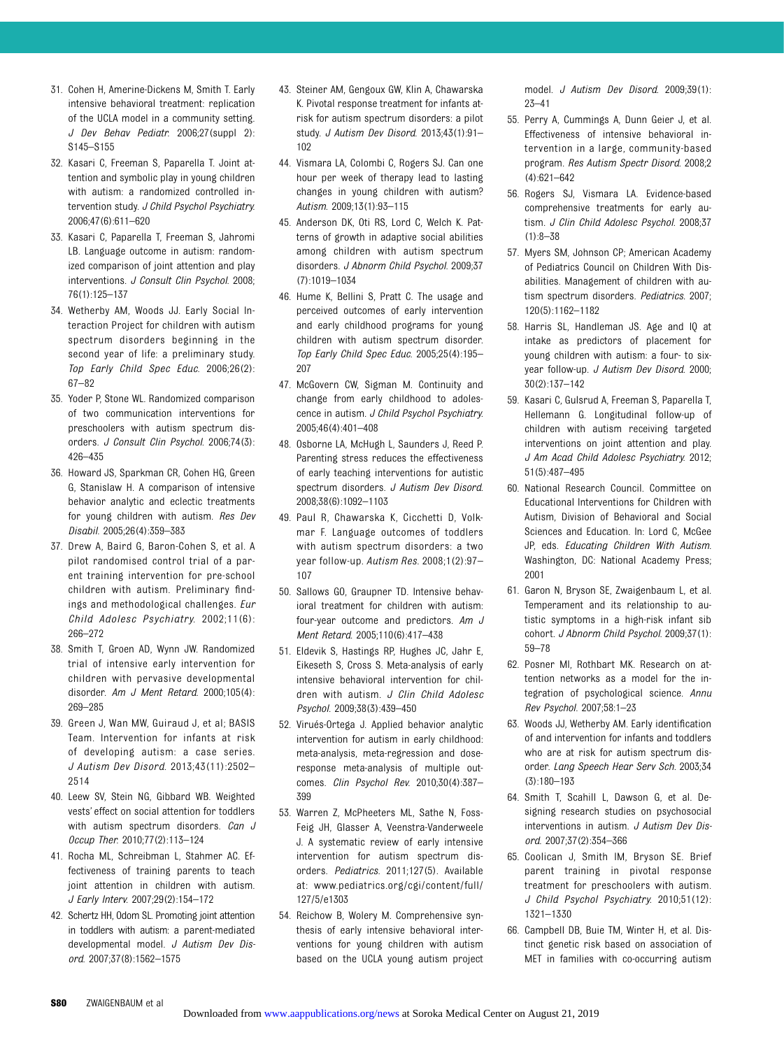31. Cohen H, Amerine-Dickens M, Smith T. Early intensive behavioral treatment: replication of the UCLA model in a community setting. *J Dev Behav Pediatr.* 2006;27(suppl 2):S145–S155
32. Kasari C, Freeman S, Paparella T. Joint attention and symbolic play in young children with autism: a randomized controlled intervention study. *J Child Psychol Psychiatry.* 2006;47(6):611–620
33. Kasari C, Paparella T, Freeman S, Jahromi LB. Language outcome in autism: randomized comparison of joint attention and play interventions. *J Consult Clin Psychol.* 2008;76(1):125–137
34. Wetherby AM, Woods JJ. Early Social Interaction Project for children with autism spectrum disorders beginning in the second year of life: a preliminary study. *Top Early Child Spec Educ.* 2006;26(2):67–82
35. Yoder P, Stone WL. Randomized comparison of two communication interventions for preschoolers with autism spectrum disorders. *J Consult Clin Psychol.* 2006;74(3):426–435
36. Howard JS, Sparkman CR, Cohen HG, Green G, Stanislaw H. A comparison of intensive behavior analytic and eclectic treatments for young children with autism. *Res Dev Disabil.* 2005;26(4):359–383
37. Drew A, Baird G, Baron-Cohen S, et al. A pilot randomised control trial of a parent training intervention for pre-school children with autism. Preliminary findings and methodological challenges. *Eur Child Adolesc Psychiatry.* 2002;11(6):266–272
38. Smith T, Groen AD, Wynn JW. Randomized trial of intensive early intervention for children with pervasive developmental disorder. *Am J Ment Retard.* 2000;105(4):269–285
39. Green J, Wan MW, Guiraud J, et al; BASIS Team. Intervention for infants at risk of developing autism: a case series. *J Autism Dev Disord.* 2013;43(11):2502–2514
40. Leew SV, Stein NG, Gibbard WB. Weighted vests' effect on social attention for toddlers with autism spectrum disorders. *Can J Occup Ther.* 2010;77(2):113–124
41. Rocha ML, Schreibman L, Stahmer AC. Effectiveness of training parents to teach joint attention in children with autism. *J Early Interv.* 2007;29(2):154–172
42. Schertz HH, Odom SL. Promoting joint attention in toddlers with autism: a parent-mediated developmental model. *J Autism Dev Disord.* 2007;37(8):1562–1575
43. Steiner AM, Gengoux GW, Klin A, Chawarska K. Pivotal response treatment for infants at-risk for autism spectrum disorders: a pilot study. *J Autism Dev Disord.* 2013;43(1):91–102
44. Vismara LA, Colombi C, Rogers SJ. Can one hour per week of therapy lead to lasting changes in young children with autism? *Autism.* 2009;13(1):93–115
45. Anderson DK, Oti RS, Lord C, Welch K. Patterns of growth in adaptive social abilities among children with autism spectrum disorders. *J Abnorm Child Psychol.* 2009;37(7):1019–1034
46. Hume K, Bellini S, Pratt C. The usage and perceived outcomes of early intervention and early childhood programs for young children with autism spectrum disorder. *Top Early Child Spec Educ.* 2005;25(4):195–207
47. McGovern CW, Sigman M. Continuity and change from early childhood to adolescence in autism. *J Child Psychol Psychiatry.* 2005;46(4):401–408
48. Osborne LA, McHugh L, Saunders J, Reed P. Parenting stress reduces the effectiveness of early teaching interventions for autistic spectrum disorders. *J Autism Dev Disord.* 2008;38(6):1092–1103
49. Paul R, Chawarska K, Cicchetti D, Volkmar F. Language outcomes of toddlers with autism spectrum disorders: a two year follow-up. *Autism Res.* 2008;1(2):97–107
50. Sallows GO, Graupner TD. Intensive behavioral treatment for children with autism: four-year outcome and predictors. *Am J Ment Retard.* 2005;110(6):417–438
51. Eldevik S, Hastings RP, Hughes JC, Jahr E, Eikeseth S, Cross S. Meta-analysis of early intensive behavioral intervention for children with autism. *J Clin Child Adolesc Psychol.* 2009;38(3):439–450
52. Virués-Ortega J. Applied behavior analytic intervention for autism in early childhood: meta-analysis, meta-regression and dose-response meta-analysis of multiple outcomes. *Clin Psychol Rev.* 2010;30(4):387–399
53. Warren Z, McPheeters ML, Sathe N, Foss-Feig JH, Glasser A, Veenstra-Vanderweele J. A systematic review of early intensive intervention for autism spectrum disorders. *Pediatrics.* 2011;127(5). Available at: www.pediatrics.org/cgi/content/full/127/5/e1303
54. Reichow B, Wolery M. Comprehensive synthesis of early intensive behavioral interventions for young children with autism based on the UCLA young autism project model. *J Autism Dev Disord.* 2009;39(1):23–41
55. Perry A, Cummings A, Dunn Geier J, et al. Effectiveness of intensive behavioral intervention in a large, community-based program. *Res Autism Spectr Disord.* 2008;2(4):621–642
56. Rogers SJ, Vismara LA. Evidence-based comprehensive treatments for early autism. *J Clin Child Adolesc Psychol.* 2008;37(1):8–38
57. Myers SM, Johnson CP; American Academy of Pediatrics Council on Children With Disabilities. Management of children with autism spectrum disorders. *Pediatrics.* 2007;120(5):1162–1182
58. Harris SL, Handleman JS. Age and IQ at intake as predictors of placement for young children with autism: a four- to six-year follow-up. *J Autism Dev Disord.* 2000;30(2):137–142
59. Kasari C, Gulsrud A, Freeman S, Paparella T, Hellemann G. Longitudinal follow-up of children with autism receiving targeted interventions on joint attention and play. *J Am Acad Child Adolesc Psychiatry.* 2012;51(5):487–495
60. National Research Council. Committee on Educational Interventions for Children with Autism, Division of Behavioral and Social Sciences and Education. In: Lord C, McGee JP, eds. *Educating Children With Autism.* Washington, DC: National Academy Press; 2001
61. Garon N, Bryson SE, Zwaigenbaum L, et al. Temperament and its relationship to autistic symptoms in a high-risk infant sib cohort. *J Abnorm Child Psychol.* 2009;37(1):59–78
62. Posner MI, Rothbart MK. Research on attention networks as a model for the integration of psychological science. *Annu Rev Psychol.* 2007;58:1–23
63. Woods JJ, Wetherby AM. Early identification of and intervention for infants and toddlers who are at risk for autism spectrum disorder. *Lang Speech Hear Serv Sch.* 2003;34(3):180–193
64. Smith T, Scahill L, Dawson G, et al. Designing research studies on psychosocial interventions in autism. *J Autism Dev Disord.* 2007;37(2):354–366
65. Coolican J, Smith IM, Bryson SE. Brief parent training in pivotal response treatment for preschoolers with autism. *J Child Psychol Psychiatry.* 2010;51(12):1321–1330
66. Campbell DB, Buie TM, Winter H, et al. Distinct genetic risk based on association of MET in families with co-occurring autism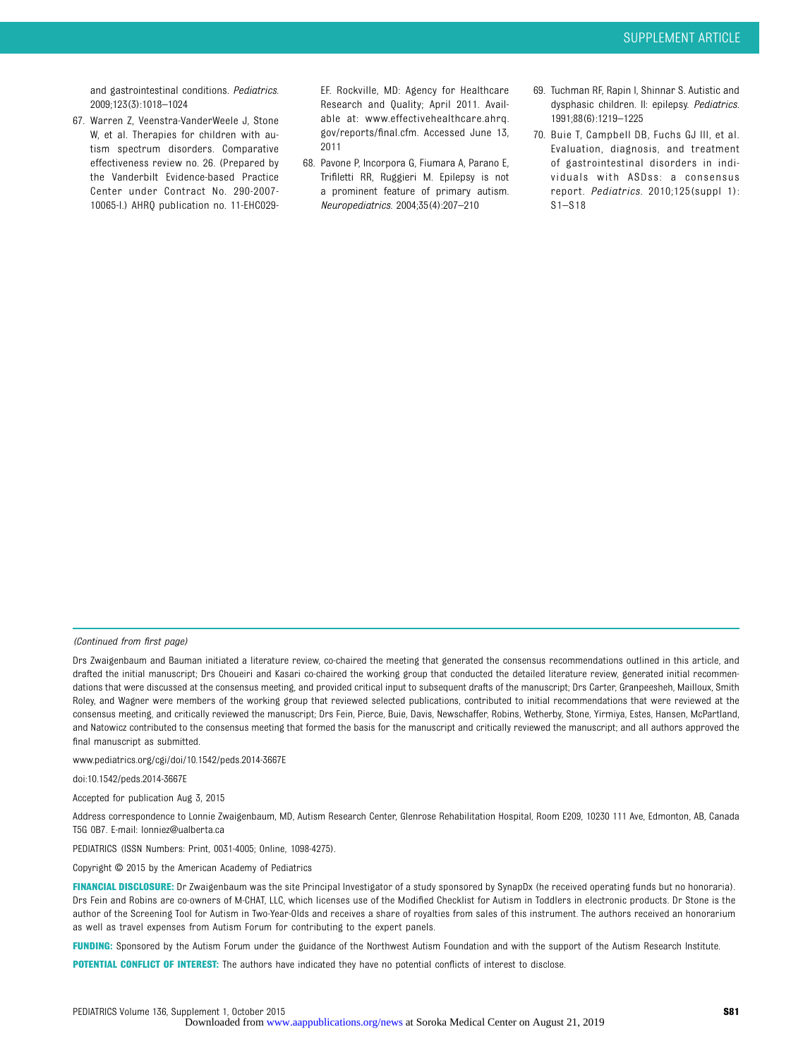and gastrointestinal conditions. *Pediatrics*. 2009;123(3):1018–1024

67. Warren Z, Veenstra-VanderWeele J, Stone W, et al. Therapies for children with autism spectrum disorders. Comparative effectiveness review no. 26. (Prepared by the Vanderbilt Evidence-based Practice Center under Contract No. 290-2007-10065-I.) AHRQ publication no. 11-EHC029-EF. Rockville, MD: Agency for Healthcare Research and Quality; April 2011. Available at: www.effectivehealthcare.ahrq.gov/reports/final.cfm. Accessed June 13, 2011
68. Pavone P, Incorpora G, Fiumara A, Parano E, Trifiletti RR, Ruggieri M. Epilepsy is not a prominent feature of primary autism. *Neuropediatrics*. 2004;35(4):207–210
69. Tuchman RF, Rapin I, Shinnar S. Autistic and dysphasic children. II: epilepsy. *Pediatrics*. 1991;88(6):1219–1225
70. Buie T, Campbell DB, Fuchs GJ III, et al. Evaluation, diagnosis, and treatment of gastrointestinal disorders in individuals with ASDss: a consensus report. *Pediatrics*. 2010;125(suppl 1):S1–S18

---

*(Continued from first page)*

Drs Zwaigenbaum and Bauman initiated a literature review, co-chaired the meeting that generated the consensus recommendations outlined in this article, and drafted the initial manuscript; Drs Choueiri and Kasari co-chaired the working group that conducted the detailed literature review, generated initial recommendations that were discussed at the consensus meeting, and provided critical input to subsequent drafts of the manuscript; Drs Carter, Granpeesheh, Mailloux, Smith Roley, and Wagner were members of the working group that reviewed selected publications, contributed to initial recommendations that were reviewed at the consensus meeting, and critically reviewed the manuscript; Drs Fein, Pierce, Buie, Davis, Newschaffer, Robins, Wetherby, Stone, Yirmiya, Estes, Hansen, McPartland, and Natowicz contributed to the consensus meeting that formed the basis for the manuscript and critically reviewed the manuscript; and all authors approved the final manuscript as submitted.

www.pediatrics.org/cgi/doi/10.1542/peds.2014-3667E

doi:10.1542/peds.2014-3667E

Accepted for publication Aug 3, 2015

Address correspondence to Lonnie Zwaigenbaum, MD, Autism Research Center, Glenrose Rehabilitation Hospital, Room E209, 10230 111 Ave, Edmonton, AB, Canada T5G 0B7. E-mail: lonniez@ualberta.ca

PEDIATRICS (ISSN Numbers: Print, 0031-4005; Online, 1098-4275).

Copyright © 2015 by the American Academy of Pediatrics

**FINANCIAL DISCLOSURE:** Dr Zwaigenbaum was the site Principal Investigator of a study sponsored by SynapDx (he received operating funds but no honoraria). Drs Fein and Robins are co-owners of M-CHAT, LLC, which licenses use of the Modified Checklist for Autism in Toddlers in electronic products. Dr Stone is the author of the Screening Tool for Autism in Two-Year-Olds and receives a share of royalties from sales of this instrument. The authors received an honorarium as well as travel expenses from Autism Forum for contributing to the expert panels.

**FUNDING:** Sponsored by the Autism Forum under the guidance of the Northwest Autism Foundation and with the support of the Autism Research Institute.

**POTENTIAL CONFLICT OF INTEREST:** The authors have indicated they have no potential conflicts of interest to disclose.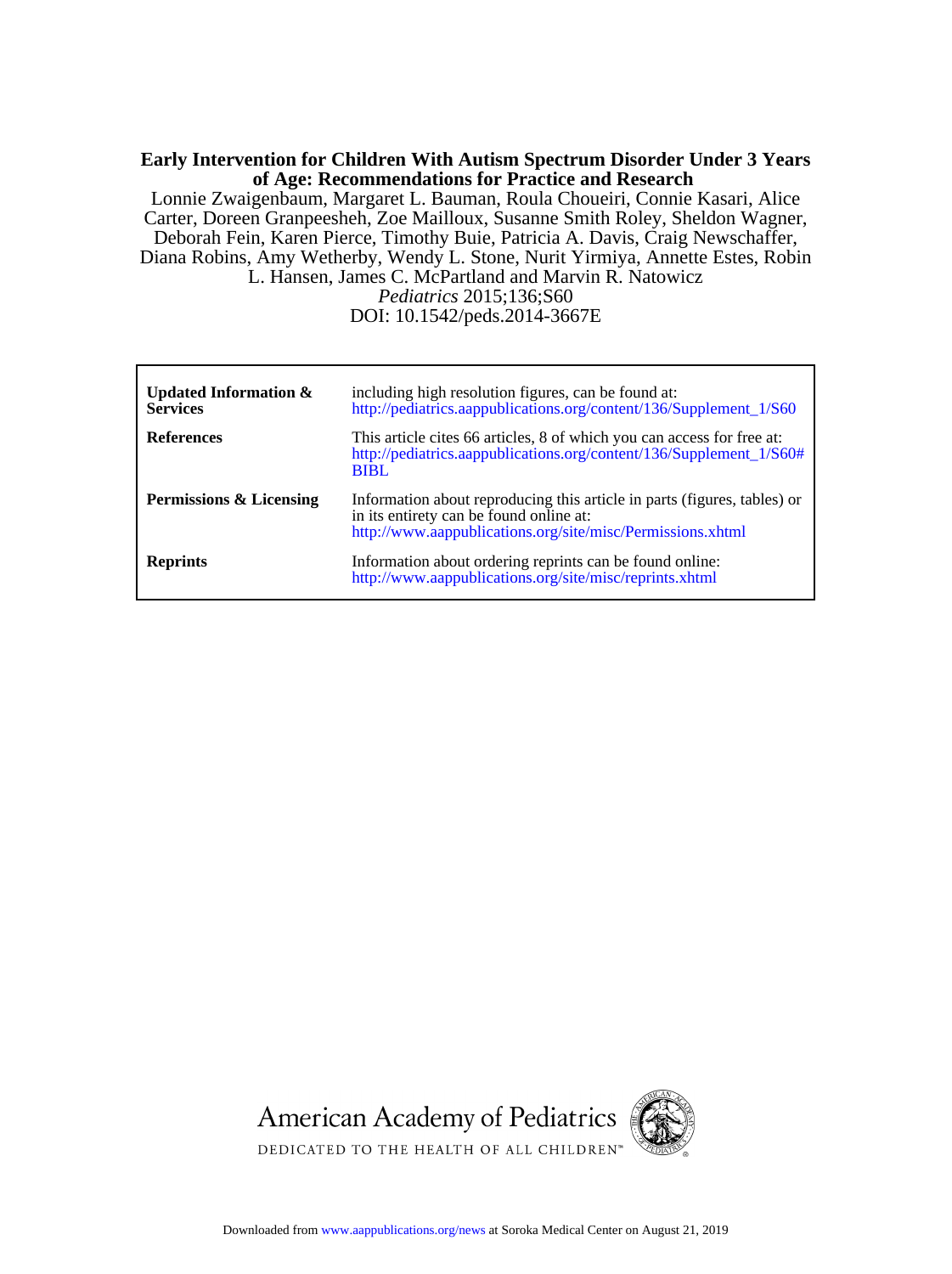**Early Intervention for Children With Autism Spectrum Disorder Under 3 Years of Age: Recommendations for Practice and Research**

Lonnie Zwaigenbaum, Margaret L. Bauman, Roula Choueiri, Connie Kasari, Alice Carter, Doreen Granpeesheh, Zoe Mailloux, Susanne Smith Roley, Sheldon Wagner, Deborah Fein, Karen Pierce, Timothy Buie, Patricia A. Davis, Craig Newschaffer, Diana Robins, Amy Wetherby, Wendy L. Stone, Nurit Yirmiya, Annette Estes, Robin L. Hansen, James C. McPartland and Marvin R. Natowicz

*Pediatrics* 2015;136;S60

DOI: 10.1542/peds.2014-3667E

| | |
|---|---|
| **Updated Information & Services** | including high resolution figures, can be found at: http://pediatrics.aappublications.org/content/136/Supplement_1/S60 |
| **References** | This article cites 66 articles, 8 of which you can access for free at: http://pediatrics.aappublications.org/content/136/Supplement_1/S60#BIBL |
| **Permissions & Licensing** | Information about reproducing this article in parts (figures, tables) or in its entirety can be found online at: http://www.aappublications.org/site/misc/Permissions.xhtml |
| **Reprints** | Information about ordering reprints can be found online: http://www.aappublications.org/site/misc/reprints.xhtml |

American Academy of Pediatrics

DEDICATED TO THE HEALTH OF ALL CHILDREN™

Downloaded from www.aappublications.org/news at Soroka Medical Center on August 21, 2019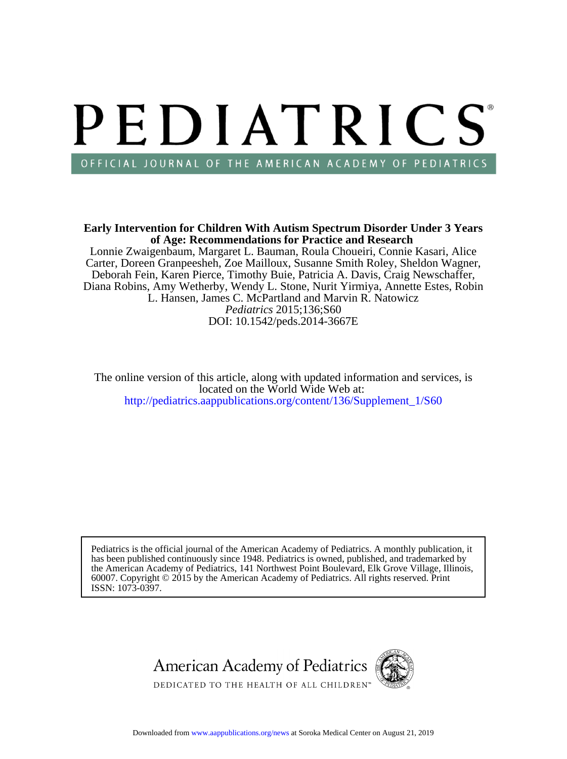# PEDIATRICS®

OFFICIAL JOURNAL OF THE AMERICAN ACADEMY OF PEDIATRICS

**Early Intervention for Children With Autism Spectrum Disorder Under 3 Years of Age: Recommendations for Practice and Research**

Lonnie Zwaigenbaum, Margaret L. Bauman, Roula Choueiri, Connie Kasari, Alice Carter, Doreen Granpeesheh, Zoe Mailloux, Susanne Smith Roley, Sheldon Wagner, Deborah Fein, Karen Pierce, Timothy Buie, Patricia A. Davis, Craig Newschaffer, Diana Robins, Amy Wetherby, Wendy L. Stone, Nurit Yirmiya, Annette Estes, Robin L. Hansen, James C. McPartland and Marvin R. Natowicz

*Pediatrics* 2015;136;S60

DOI: 10.1542/peds.2014-3667E

The online version of this article, along with updated information and services, is located on the World Wide Web at:

http://pediatrics.aappublications.org/content/136/Supplement_1/S60

Pediatrics is the official journal of the American Academy of Pediatrics. A monthly publication, it has been published continuously since 1948. Pediatrics is owned, published, and trademarked by the American Academy of Pediatrics, 141 Northwest Point Boulevard, Elk Grove Village, Illinois, 60007. Copyright © 2015 by the American Academy of Pediatrics. All rights reserved. Print ISSN: 1073-0397.

American Academy of Pediatrics

DEDICATED TO THE HEALTH OF ALL CHILDREN™